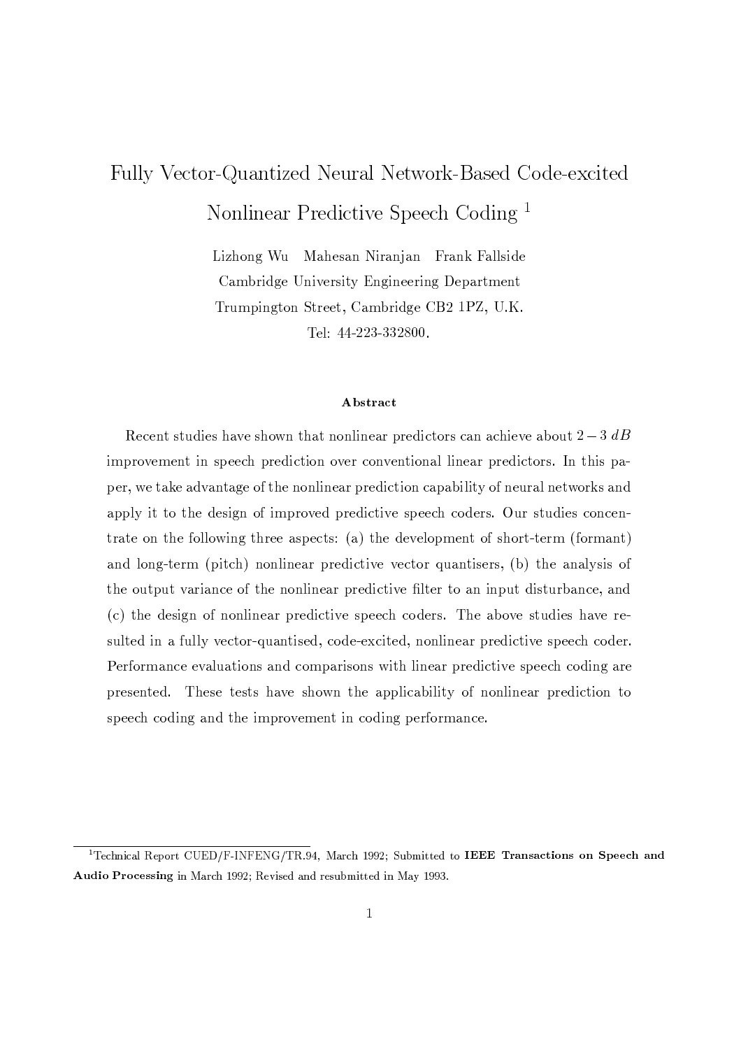# Fully Vector-Quantized Neural Network-Based Code-excited Nonlinear Predictive Speech Coding [1]

Lizhong Wu Mahesan Niranjan Frank Fallside

Cambridge University Engineering Department

Trumpington Street, Cambridge CB2 1PZ, U.K.

Tel: 44-223-332800.

### Abstract

Recent studies have shown that nonlinear predictors can achieve about $2-3\ dB$ improvement in speech prediction over conventional linear predictors. In this paper, we take advantage of the nonlinear prediction capability of neural networks and apply it to the design of improved predictive speech coders. Our studies concentrate on the following three aspects: (a) the development of short-term (formant) and long-term (pitch) nonlinear predictive vector quantisers, (b) the analysis of the output variance of the nonlinear predictive filter to an input disturbance, and (c) the design of nonlinear predictive speech coders. The above studies have resulted in a fully vector-quantised, code-excited, nonlinear predictive speech coder. Performance evaluations and comparisons with linear predictive speech coding are presented. These tests have shown the applicability of nonlinear prediction to speech coding and the improvement in coding performance.

[1] Technical Report CUED/F-INFENG/TR.94, March 1992; Submitted to **IEEE Transactions on Speech and Audio Processing** in March 1992; Revised and resubmitted in May 1993.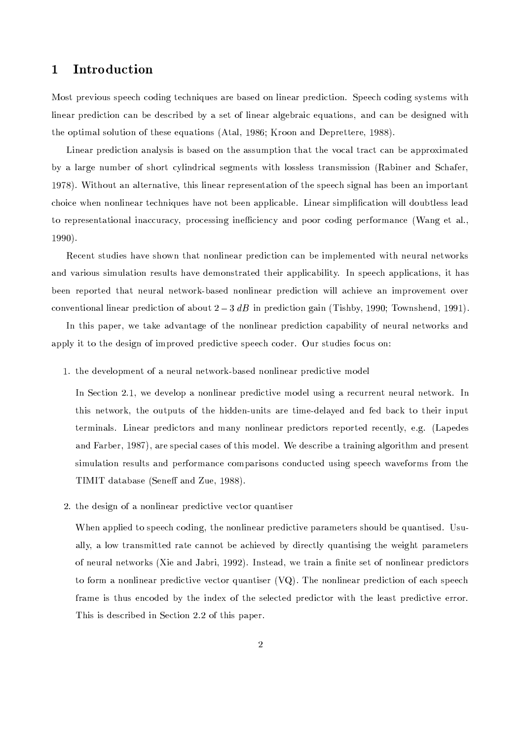# 1 Introduction

Most previous speech coding techniques are based on linear prediction. Speech coding systems with linear prediction can be described by a set of linear algebraic equations, and can be designed with the optimal solution of these equations (Atal, 1986; Kroon and Deprettere, 1988).

Linear prediction analysis is based on the assumption that the vocal tract can be approximated by a large number of short cylindrical segments with lossless transmission (Rabiner and Schafer, 1978). Without an alternative, this linear representation of the speech signal has been an important choice when nonlinear techniques have not been applicable. Linear simplification will doubtless lead to representational inaccuracy, processing inefficiency and poor coding performance (Wang et al., 1990).

Recent studies have shown that nonlinear prediction can be implemented with neural networks and various simulation results have demonstrated their applicability. In speech applications, it has been reported that neural network-based nonlinear prediction will achieve an improvement over conventional linear prediction of about $2-3\ dB$ in prediction gain (Tishby, 1990; Townshend, 1991).

In this paper, we take advantage of the nonlinear prediction capability of neural networks and apply it to the design of improved predictive speech coder. Our studies focus on:

1. the development of a neural network-based nonlinear predictive model

   In Section 2.1, we develop a nonlinear predictive model using a recurrent neural network. In this network, the outputs of the hidden-units are time-delayed and fed back to their input terminals. Linear predictors and many nonlinear predictors reported recently, e.g. (Lapedes and Farber, 1987), are special cases of this model. We describe a training algorithm and present simulation results and performance comparisons conducted using speech waveforms from the TIMIT database (Seneff and Zue, 1988).

2. the design of a nonlinear predictive vector quantiser

   When applied to speech coding, the nonlinear predictive parameters should be quantised. Usually, a low transmitted rate cannot be achieved by directly quantising the weight parameters of neural networks (Xie and Jabri, 1992). Instead, we train a finite set of nonlinear predictors to form a nonlinear predictive vector quantiser (VQ). The nonlinear prediction of each speech frame is thus encoded by the index of the selected predictor with the least predictive error. This is described in Section 2.2 of this paper.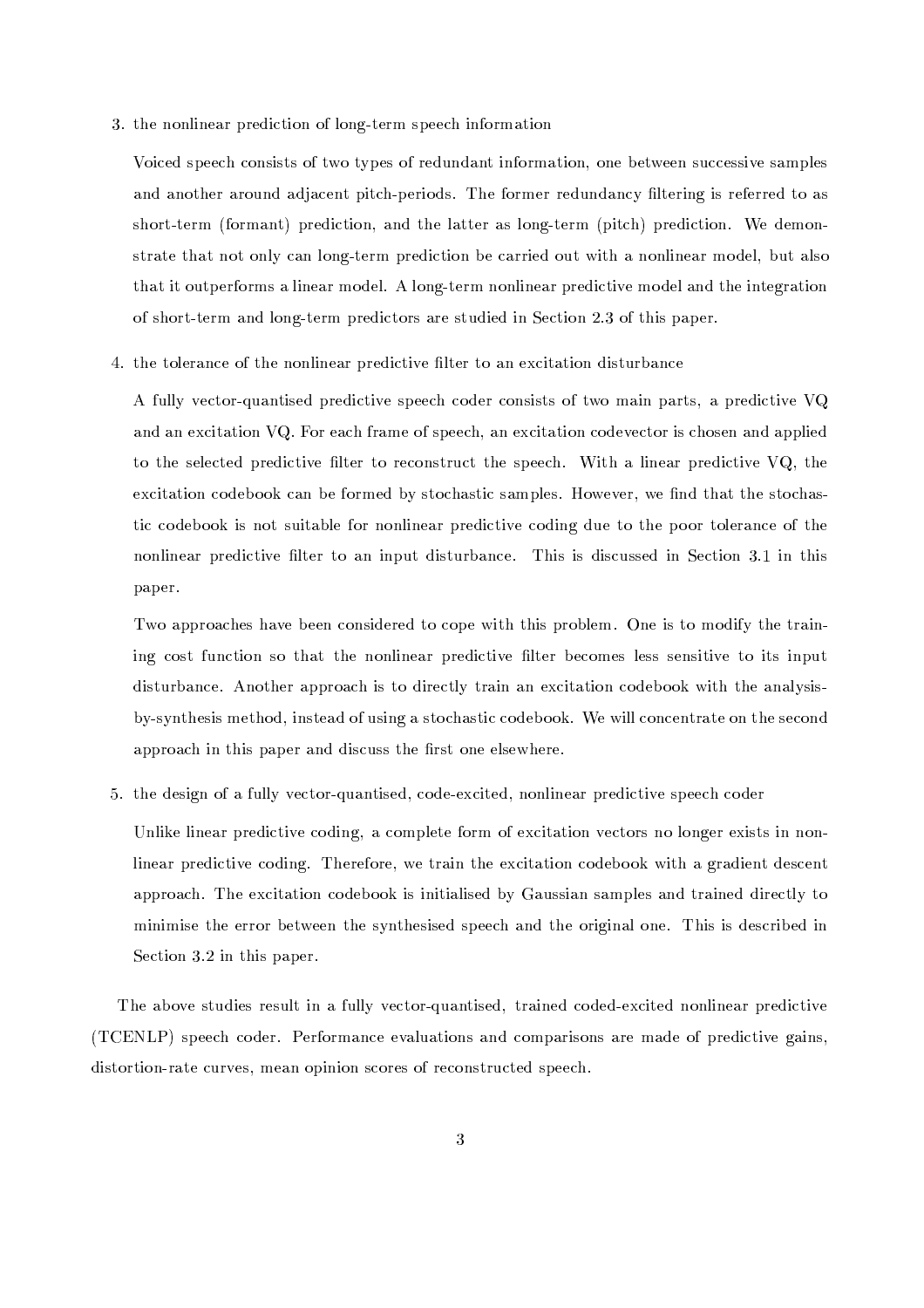3. the nonlinear prediction of long-term speech information

   Voiced speech consists of two types of redundant information, one between successive samples and another around adjacent pitch-periods. The former redundancy filtering is referred to as short-term (formant) prediction, and the latter as long-term (pitch) prediction. We demonstrate that not only can long-term prediction be carried out with a nonlinear model, but also that it outperforms a linear model. A long-term nonlinear predictive model and the integration of short-term and long-term predictors are studied in Section 2.3 of this paper.

4. the tolerance of the nonlinear predictive filter to an excitation disturbance

   A fully vector-quantised predictive speech coder consists of two main parts, a predictive VQ and an excitation VQ. For each frame of speech, an excitation codevector is chosen and applied to the selected predictive filter to reconstruct the speech. With a linear predictive VQ, the excitation codebook can be formed by stochastic samples. However, we find that the stochastic codebook is not suitable for nonlinear predictive coding due to the poor tolerance of the nonlinear predictive filter to an input disturbance. This is discussed in Section 3.1 in this paper.

   Two approaches have been considered to cope with this problem. One is to modify the training cost function so that the nonlinear predictive filter becomes less sensitive to its input disturbance. Another approach is to directly train an excitation codebook with the analysis-by-synthesis method, instead of using a stochastic codebook. We will concentrate on the second approach in this paper and discuss the first one elsewhere.

5. the design of a fully vector-quantised, code-excited, nonlinear predictive speech coder

   Unlike linear predictive coding, a complete form of excitation vectors no longer exists in nonlinear predictive coding. Therefore, we train the excitation codebook with a gradient descent approach. The excitation codebook is initialised by Gaussian samples and trained directly to minimise the error between the synthesised speech and the original one. This is described in Section 3.2 in this paper.

The above studies result in a fully vector-quantised, trained coded-excited nonlinear predictive (TCENLP) speech coder. Performance evaluations and comparisons are made of predictive gains, distortion-rate curves, mean opinion scores of reconstructed speech.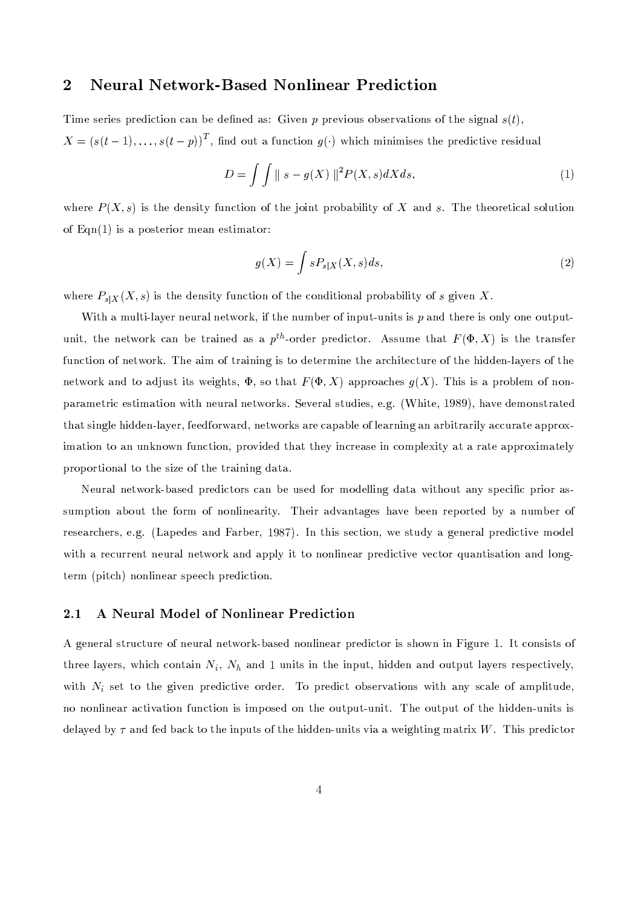## 2 Neural Network-Based Nonlinear Prediction

Time series prediction can be defined as: Given $p$ previous observations of the signal $s(t)$, $X = (s(t-1), \ldots, s(t-p))^T$, find out a function $g(\cdot)$ which minimises the predictive residual

$$D = \int \int \| s - g(X) \|^2 P(X, s) dX ds. \tag{1}$$

where $P(X, s)$ is the density function of the joint probability of $X$ and $s$. The theoretical solution of Eqn(1) is a posterior mean estimator:

$$g(X) = \int s P_{s|X}(X, s) ds, \tag{2}$$

where $P_{s|X}(X, s)$ is the density function of the conditional probability of $s$ given $X$.

With a multi-layer neural network, if the number of input-units is $p$ and there is only one output-unit, the network can be trained as a $p^{th}$-order predictor. Assume that $F(\Phi, X)$ is the transfer function of network. The aim of training is to determine the architecture of the hidden-layers of the network and to adjust its weights, $\Phi$, so that $F(\Phi, X)$ approaches $g(X)$. This is a problem of non-parametric estimation with neural networks. Several studies, e.g. (White, 1989), have demonstrated that single hidden-layer, feedforward, networks are capable of learning an arbitrarily accurate approximation to an unknown function, provided that they increase in complexity at a rate approximately proportional to the size of the training data.

Neural network-based predictors can be used for modelling data without any specific prior assumption about the form of nonlinearity. Their advantages have been reported by a number of researchers, e.g. (Lapedes and Farber, 1987). In this section, we study a general predictive model with a recurrent neural network and apply it to nonlinear predictive vector quantisation and long-term (pitch) nonlinear speech prediction.

### 2.1 A Neural Model of Nonlinear Prediction

A general structure of neural network-based nonlinear predictor is shown in Figure 1. It consists of three layers, which contain $N_i$, $N_h$ and 1 units in the input, hidden and output layers respectively, with $N_i$ set to the given predictive order. To predict observations with any scale of amplitude, no nonlinear activation function is imposed on the output-unit. The output of the hidden-units is delayed by $\tau$ and fed back to the inputs of the hidden-units via a weighting matrix $W$. This predictor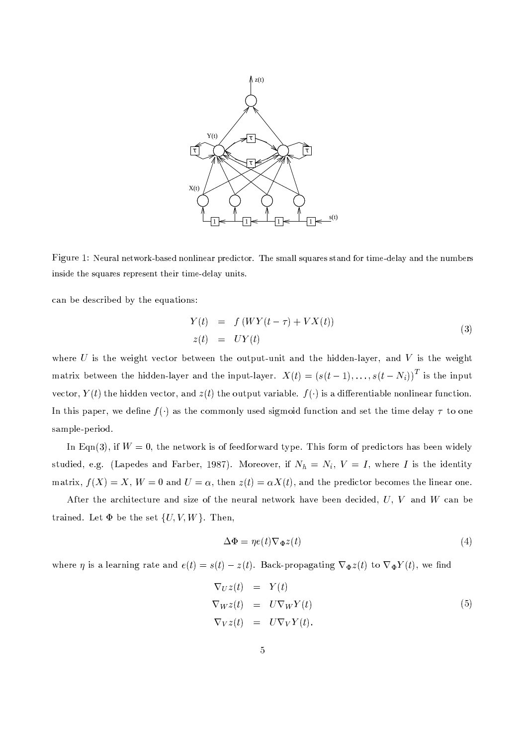Figure 1: Neural network-based nonlinear predictor. The small squares stand for time-delay and the numbers inside the squares represent their time-delay units.

can be described by the equations:

$$
\begin{aligned}
Y(t) &= f\left(WY(t-\tau) + VX(t)\right) \\
z(t) &= UY(t)
\end{aligned}
\tag{3}
$$

where $U$ is the weight vector between the output-unit and the hidden-layer, and $V$ is the weight matrix between the hidden-layer and the input-layer. $X(t) = (s(t-1), \ldots, s(t-N_i))^T$ is the input vector, $Y(t)$ the hidden vector, and $z(t)$ the output variable. $f(\cdot)$ is a differentiable nonlinear function. In this paper, we define $f(\cdot)$ as the commonly used sigmoid function and set the time delay $\tau$ to one sample-period.

In Eqn(3), if $W = 0$, the network is of feedforward type. This form of predictors has been widely studied, e.g. (Lapedes and Farber, 1987). Moreover, if $N_h = N_i$, $V = I$, where $I$ is the identity matrix, $f(X) = X$, $W = 0$ and $U = \alpha$, then $z(t) = \alpha X(t)$, and the predictor becomes the linear one.

After the architecture and size of the neural network have been decided, $U$, $V$ and $W$ can be trained. Let $\Phi$ be the set $\{U, V, W\}$. Then,

$$
\Delta\Phi = \eta e(t) \nabla_\Phi z(t) \tag{4}
$$

where $\eta$ is a learning rate and $e(t) = s(t) - z(t)$. Back-propagating $\nabla_\Phi z(t)$ to $\nabla_\Phi Y(t)$, we find

$$
\begin{aligned}
\nabla_U z(t) &= Y(t) \\
\nabla_W z(t) &= U \nabla_W Y(t) \\
\nabla_V z(t) &= U \nabla_V Y(t).
\end{aligned}
\tag{5}
$$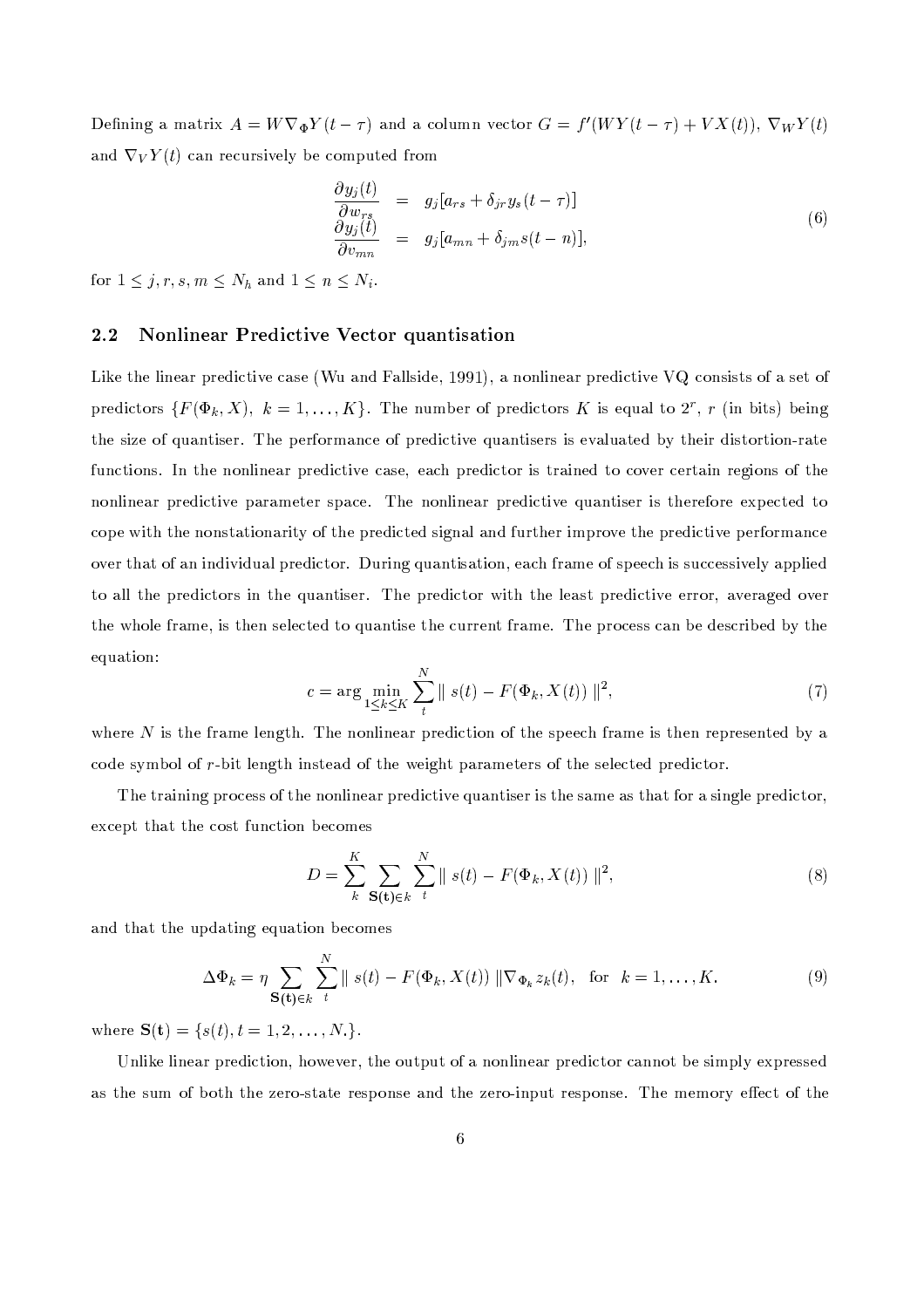Defining a matrix $A = W \nabla_\Phi Y(t-\tau)$ and a column vector $G = f'(WY(t-\tau) + VX(t))$, $\nabla_W Y(t)$ and $\nabla_V Y(t)$ can recursively be computed from

$$
\begin{aligned}
\frac{\partial y_j(t)}{\partial w_{rs}} &= g_j[a_{rs} + \delta_{jr} y_s(t-\tau)] \\
\frac{\partial y_j(t)}{\partial v_{mn}} &= g_j[a_{mn} + \delta_{jm} s(t-n)],
\end{aligned}
\tag{6}
$$

for $1 \leq j, r, s, m \leq N_h$ and $1 \leq n \leq N_i$.

### 2.2 Nonlinear Predictive Vector quantisation

Like the linear predictive case (Wu and Fallside, 1991), a nonlinear predictive VQ consists of a set of predictors $\{F(\Phi_k, X),\ k = 1, \ldots, K\}$. The number of predictors $K$ is equal to $2^r$, $r$ (in bits) being the size of quantiser. The performance of predictive quantisers is evaluated by their distortion-rate functions. In the nonlinear predictive case, each predictor is trained to cover certain regions of the nonlinear predictive parameter space. The nonlinear predictive quantiser is therefore expected to cope with the nonstationarity of the predicted signal and further improve the predictive performance over that of an individual predictor. During quantisation, each frame of speech is successively applied to all the predictors in the quantiser. The predictor with the least predictive error, averaged over the whole frame, is then selected to quantise the current frame. The process can be described by the equation:

$$
c = \arg \min_{1 \leq k \leq K} \sum_{t}^{N} \| s(t) - F(\Phi_k, X(t)) \|^2, \tag{7}
$$

where $N$ is the frame length. The nonlinear prediction of the speech frame is then represented by a code symbol of $r$-bit length instead of the weight parameters of the selected predictor.

The training process of the nonlinear predictive quantiser is the same as that for a single predictor, except that the cost function becomes

$$
D = \sum_{k}^{K} \sum_{\mathbf{S(t)} \in k} \sum_{t}^{N} \| s(t) - F(\Phi_k, X(t)) \|^2, \tag{8}
$$

and that the updating equation becomes

$$
\Delta \Phi_k = \eta \sum_{\mathbf{S(t)} \in k} \sum_{t}^{N} \| s(t) - F(\Phi_k, X(t)) \| \nabla_{\Phi_k} z_k(t), \quad \text{for} \quad k = 1, \ldots, K. \tag{9}
$$

where $\mathbf{S(t)} = \{s(t), t = 1, 2, \ldots, N.\}$.

Unlike linear prediction, however, the output of a nonlinear predictor cannot be simply expressed as the sum of both the zero-state response and the zero-input response. The memory effect of the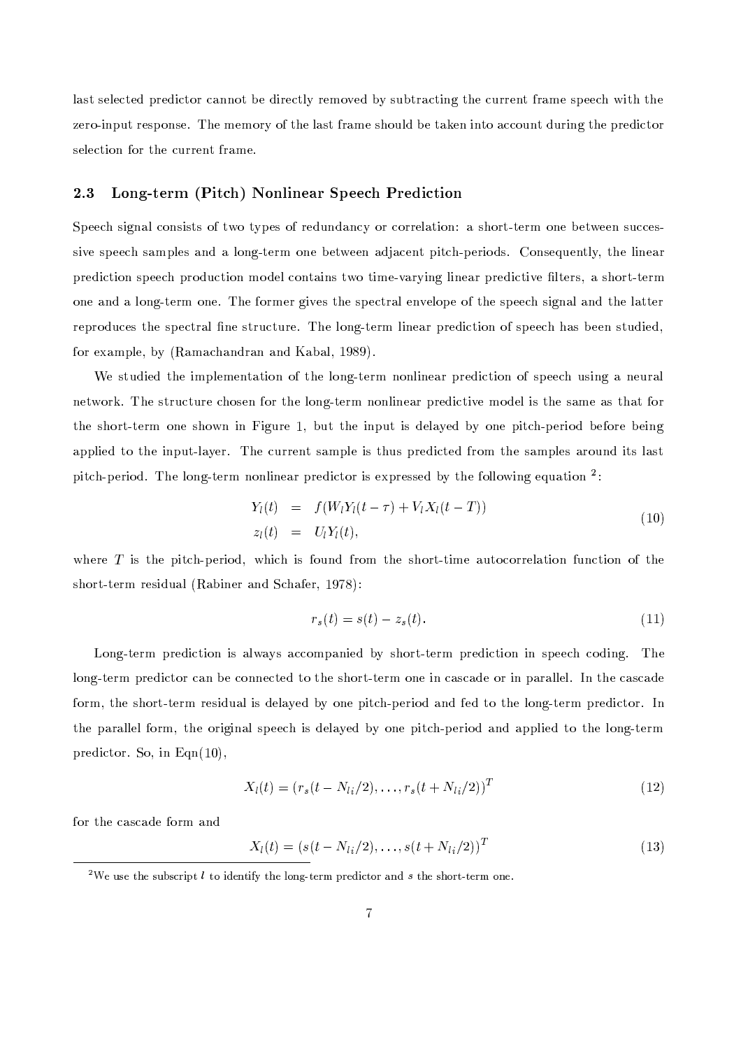last selected predictor cannot be directly removed by subtracting the current frame speech with the zero-input response. The memory of the last frame should be taken into account during the predictor selection for the current frame.

### 2.3 Long-term (Pitch) Nonlinear Speech Prediction

Speech signal consists of two types of redundancy or correlation: a short-term one between successive speech samples and a long-term one between adjacent pitch-periods. Consequently, the linear prediction speech production model contains two time-varying linear predictive filters, a short-term one and a long-term one. The former gives the spectral envelope of the speech signal and the latter reproduces the spectral fine structure. The long-term linear prediction of speech has been studied, for example, by (Ramachandran and Kabal, 1989).

We studied the implementation of the long-term nonlinear prediction of speech using a neural network. The structure chosen for the long-term nonlinear predictive model is the same as that for the short-term one shown in Figure 1, but the input is delayed by one pitch-period before being applied to the input-layer. The current sample is thus predicted from the samples around its last pitch-period. The long-term nonlinear predictor is expressed by the following equation [2]:

$$
\begin{aligned}
Y_l(t) &= f(W_l Y_l(t-\tau) + V_l X_l(t-T)) \\
z_l(t) &= U_l Y_l(t),
\end{aligned}
\tag{10}
$$

where $T$ is the pitch-period, which is found from the short-time autocorrelation function of the short-term residual (Rabiner and Schafer, 1978):

$$
r_s(t) = s(t) - z_s(t). \tag{11}
$$

Long-term prediction is always accompanied by short-term prediction in speech coding. The long-term predictor can be connected to the short-term one in cascade or in parallel. In the cascade form, the short-term residual is delayed by one pitch-period and fed to the long-term predictor. In the parallel form, the original speech is delayed by one pitch-period and applied to the long-term predictor. So, in Eqn(10),

$$
X_l(t) = (r_s(t - N_{li}/2), \ldots, r_s(t + N_{li}/2))^T \tag{12}
$$

for the cascade form and

$$
X_l(t) = (s(t - N_{li}/2), \ldots, s(t + N_{li}/2))^T \tag{13}
$$

[2] We use the subscript $l$ to identify the long-term predictor and $s$ the short-term one.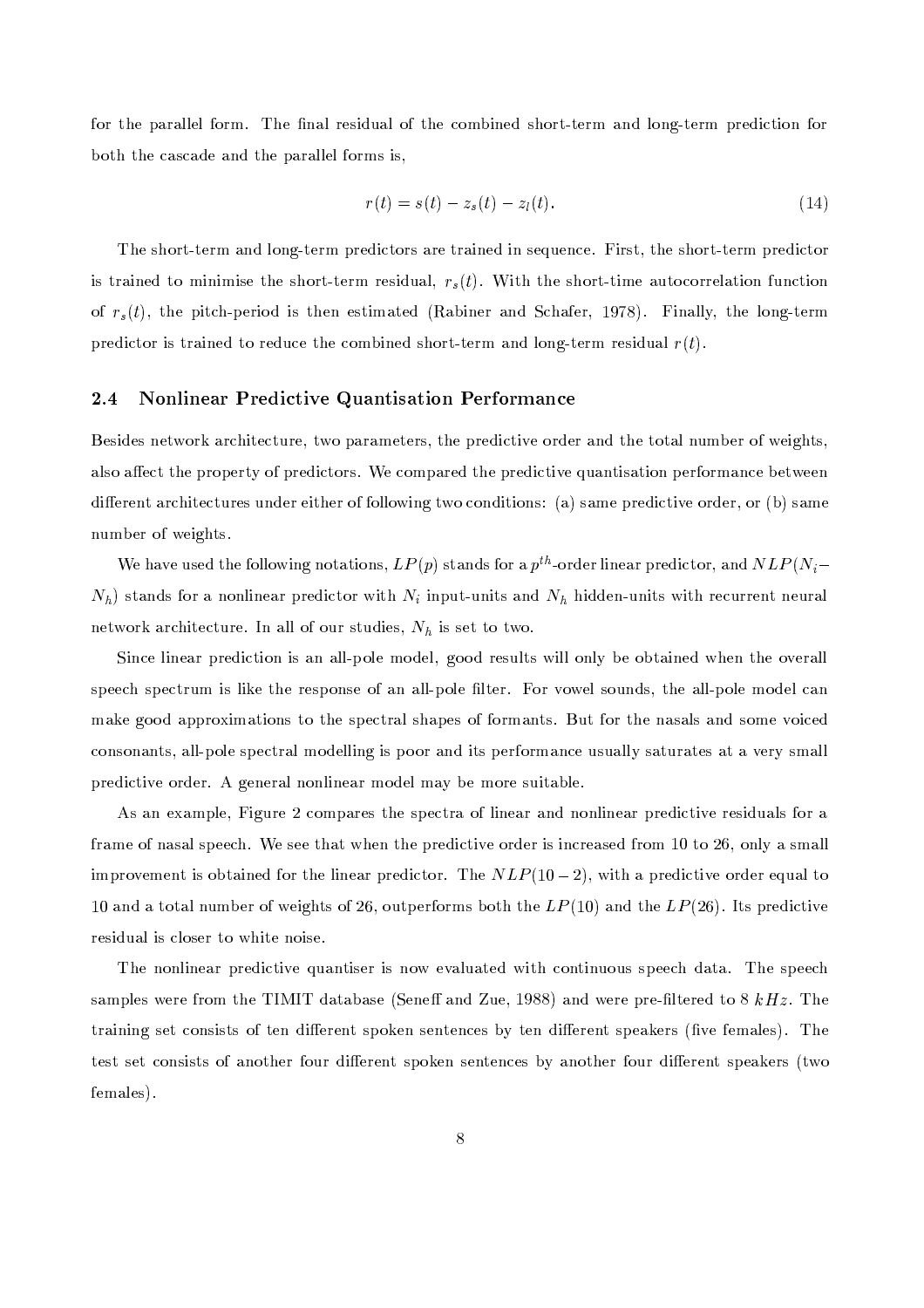for the parallel form. The final residual of the combined short-term and long-term prediction for both the cascade and the parallel forms is,

$$r(t) = s(t) - z_s(t) - z_l(t). \tag{14}$$

The short-term and long-term predictors are trained in sequence. First, the short-term predictor is trained to minimise the short-term residual, $r_s(t)$. With the short-time autocorrelation function of $r_s(t)$, the pitch-period is then estimated (Rabiner and Schafer, 1978). Finally, the long-term predictor is trained to reduce the combined short-term and long-term residual $r(t)$.

## 2.4 Nonlinear Predictive Quantisation Performance

Besides network architecture, two parameters, the predictive order and the total number of weights, also affect the property of predictors. We compared the predictive quantisation performance between different architectures under either of following two conditions: (a) same predictive order, or (b) same number of weights.

We have used the following notations, $LP(p)$ stands for a $p^{th}$-order linear predictor, and $NLP(N_i - N_h)$ stands for a nonlinear predictor with $N_i$ input-units and $N_h$ hidden-units with recurrent neural network architecture. In all of our studies, $N_h$ is set to two.

Since linear prediction is an all-pole model, good results will only be obtained when the overall speech spectrum is like the response of an all-pole filter. For vowel sounds, the all-pole model can make good approximations to the spectral shapes of formants. But for the nasals and some voiced consonants, all-pole spectral modelling is poor and its performance usually saturates at a very small predictive order. A general nonlinear model may be more suitable.

As an example, Figure 2 compares the spectra of linear and nonlinear predictive residuals for a frame of nasal speech. We see that when the predictive order is increased from 10 to 26, only a small improvement is obtained for the linear predictor. The $NLP(10-2)$, with a predictive order equal to 10 and a total number of weights of 26, outperforms both the $LP(10)$ and the $LP(26)$. Its predictive residual is closer to white noise.

The nonlinear predictive quantiser is now evaluated with continuous speech data. The speech samples were from the TIMIT database (Seneff and Zue, 1988) and were pre-filtered to 8 $kHz$. The training set consists of ten different spoken sentences by ten different speakers (five females). The test set consists of another four different spoken sentences by another four different speakers (two females).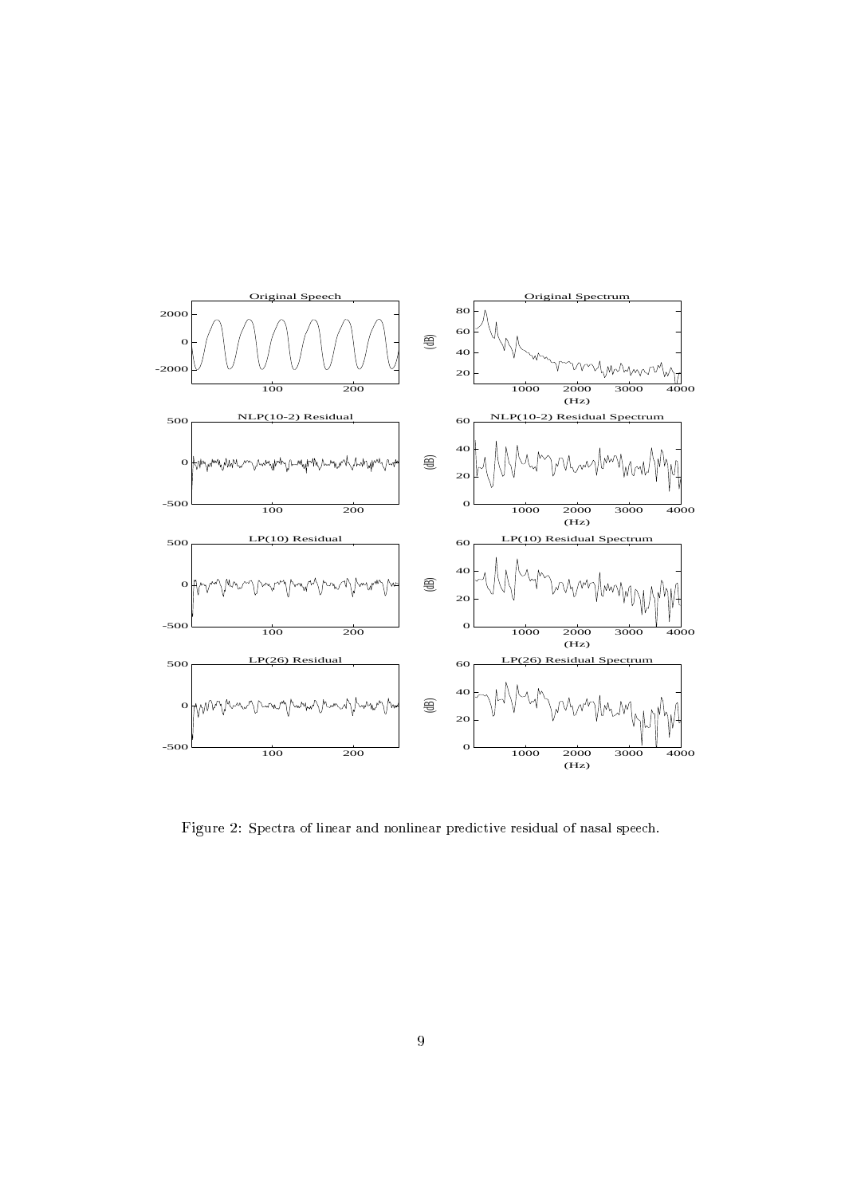Figure 2: Spectra of linear and nonlinear predictive residual of nasal speech.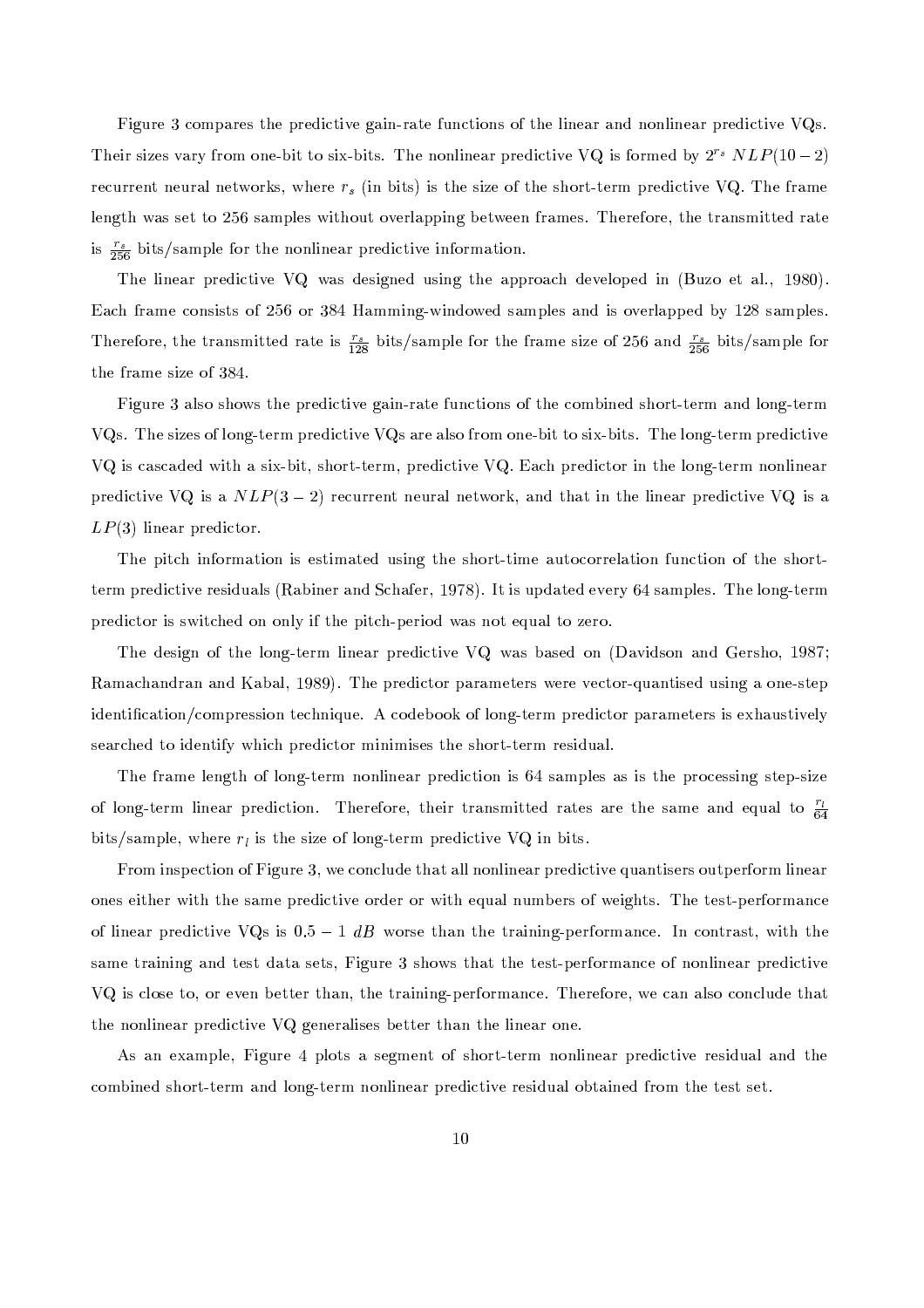Figure 3 compares the predictive gain-rate functions of the linear and nonlinear predictive VQs. Their sizes vary from one-bit to six-bits. The nonlinear predictive VQ is formed by $2^{r_s}$ $NLP(10-2)$ recurrent neural networks, where $r_s$ (in bits) is the size of the short-term predictive VQ. The frame length was set to 256 samples without overlapping between frames. Therefore, the transmitted rate is $\frac{r_s}{256}$ bits/sample for the nonlinear predictive information.

The linear predictive VQ was designed using the approach developed in (Buzo et al., 1980). Each frame consists of 256 or 384 Hamming-windowed samples and is overlapped by 128 samples. Therefore, the transmitted rate is $\frac{r_s}{128}$ bits/sample for the frame size of 256 and $\frac{r_s}{256}$ bits/sample for the frame size of 384.

Figure 3 also shows the predictive gain-rate functions of the combined short-term and long-term VQs. The sizes of long-term predictive VQs are also from one-bit to six-bits. The long-term predictive VQ is cascaded with a six-bit, short-term, predictive VQ. Each predictor in the long-term nonlinear predictive VQ is a $NLP(3-2)$ recurrent neural network, and that in the linear predictive VQ is a $LP(3)$ linear predictor.

The pitch information is estimated using the short-time autocorrelation function of the short-term predictive residuals (Rabiner and Schafer, 1978). It is updated every 64 samples. The long-term predictor is switched on only if the pitch-period was not equal to zero.

The design of the long-term linear predictive VQ was based on (Davidson and Gersho, 1987; Ramachandran and Kabal, 1989). The predictor parameters were vector-quantised using a one-step identification/compression technique. A codebook of long-term predictor parameters is exhaustively searched to identify which predictor minimises the short-term residual.

The frame length of long-term nonlinear prediction is 64 samples as is the processing step-size of long-term linear prediction. Therefore, their transmitted rates are the same and equal to $\frac{r_l}{64}$ bits/sample, where $r_l$ is the size of long-term predictive VQ in bits.

From inspection of Figure 3, we conclude that all nonlinear predictive quantisers outperform linear ones either with the same predictive order or with equal numbers of weights. The test-performance of linear predictive VQs is $0.5-1$ $dB$ worse than the training-performance. In contrast, with the same training and test data sets, Figure 3 shows that the test-performance of nonlinear predictive VQ is close to, or even better than, the training-performance. Therefore, we can also conclude that the nonlinear predictive VQ generalises better than the linear one.

As an example, Figure 4 plots a segment of short-term nonlinear predictive residual and the combined short-term and long-term nonlinear predictive residual obtained from the test set.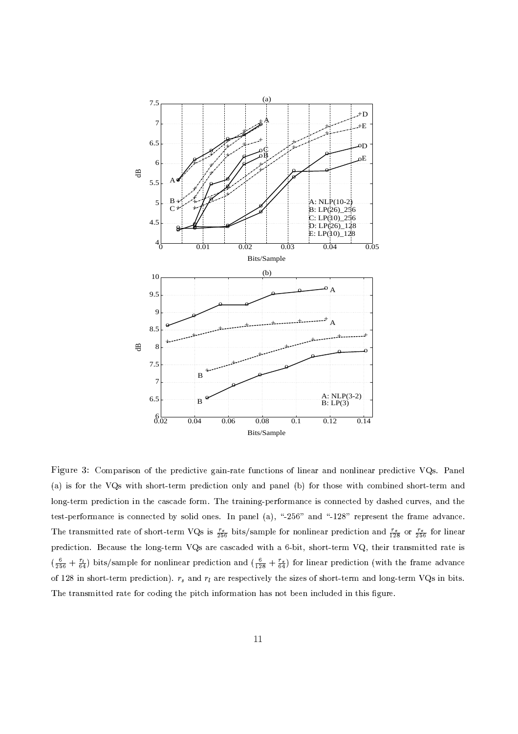Figure 3: Comparison of the predictive gain-rate functions of linear and nonlinear predictive VQs. Panel (a) is for the VQs with short-term prediction only and panel (b) for those with combined short-term and long-term prediction in the cascade form. The training-performance is connected by dashed curves, and the test-performance is connected by solid ones. In panel (a), "-256" and "-128" represent the frame advance. The transmitted rate of short-term VQs is $\frac{r_s}{256}$ bits/sample for nonlinear prediction and $\frac{r_s}{128}$ or $\frac{r_s}{256}$ for linear prediction. Because the long-term VQs are cascaded with a 6-bit, short-term VQ, their transmitted rate is $(\frac{6}{256} + \frac{r_l}{64})$ bits/sample for nonlinear prediction and $(\frac{6}{128} + \frac{r_s}{64})$ for linear prediction (with the frame advance of 128 in short-term prediction). $r_s$ and $r_l$ are respectively the sizes of short-term and long-term VQs in bits. The transmitted rate for coding the pitch information has not been included in this figure.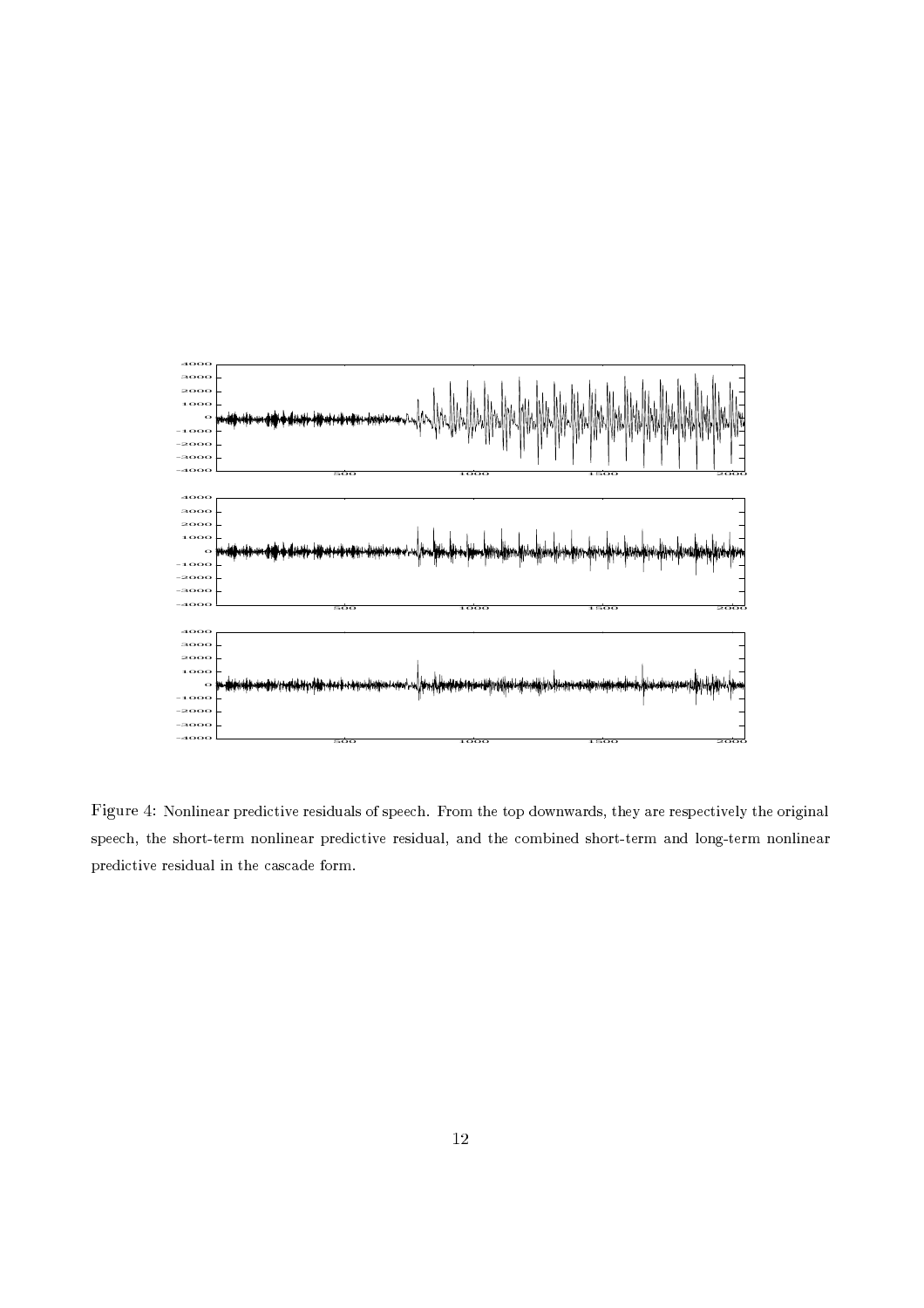Figure 4: Nonlinear predictive residuals of speech. From the top downwards, they are respectively the original speech, the short-term nonlinear predictive residual, and the combined short-term and long-term nonlinear predictive residual in the cascade form.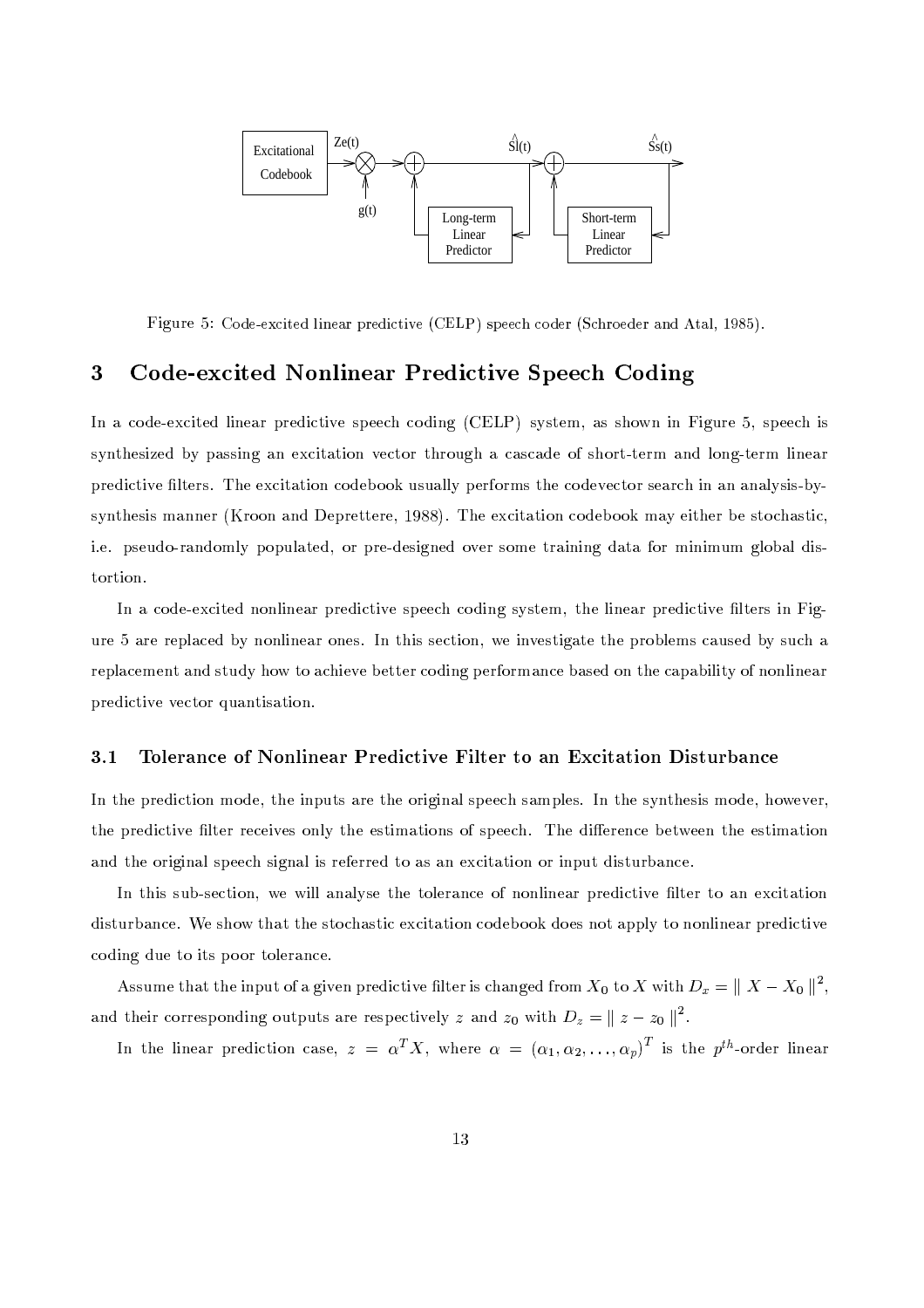Figure 5: Code-excited linear predictive (CELP) speech coder (Schroeder and Atal, 1985).

## 3 Code-excited Nonlinear Predictive Speech Coding

In a code-excited linear predictive speech coding (CELP) system, as shown in Figure 5, speech is synthesized by passing an excitation vector through a cascade of short-term and long-term linear predictive filters. The excitation codebook usually performs the codevector search in an analysis-by-synthesis manner (Kroon and Deprettere, 1988). The excitation codebook may either be stochastic, i.e. pseudo-randomly populated, or pre-designed over some training data for minimum global distortion.

In a code-excited nonlinear predictive speech coding system, the linear predictive filters in Figure 5 are replaced by nonlinear ones. In this section, we investigate the problems caused by such a replacement and study how to achieve better coding performance based on the capability of nonlinear predictive vector quantisation.

### 3.1 Tolerance of Nonlinear Predictive Filter to an Excitation Disturbance

In the prediction mode, the inputs are the original speech samples. In the synthesis mode, however, the predictive filter receives only the estimations of speech. The difference between the estimation and the original speech signal is referred to as an excitation or input disturbance.

In this sub-section, we will analyse the tolerance of nonlinear predictive filter to an excitation disturbance. We show that the stochastic excitation codebook does not apply to nonlinear predictive coding due to its poor tolerance.

Assume that the input of a given predictive filter is changed from $X_0$ to $X$ with $D_x = \| X - X_0 \|^2$, and their corresponding outputs are respectively $z$ and $z_0$ with $D_z = \| z - z_0 \|^2$.

In the linear prediction case, $z = \alpha^T X$, where $\alpha = (\alpha_1, \alpha_2, \ldots, \alpha_p)^T$ is the $p^{th}$-order linear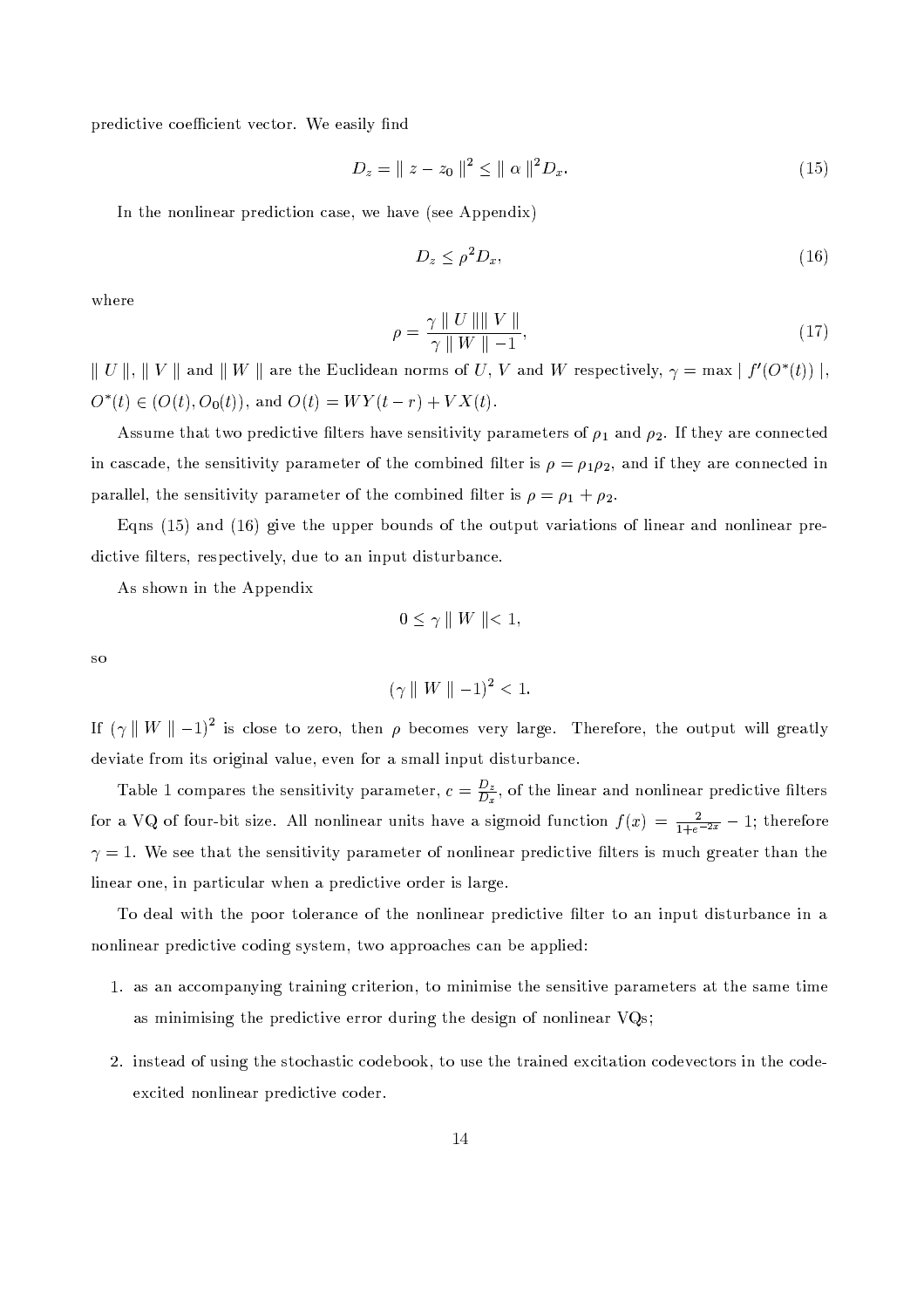predictive coefficient vector. We easily find

$$D_z = \| z - z_0 \|^2 \leq \| \alpha \|^2 D_x. \tag{15}$$

In the nonlinear prediction case, we have (see Appendix)

$$D_z \leq \rho^2 D_x, \tag{16}$$

where

$$\rho = \frac{\gamma \| U \| \| V \|}{\gamma \| W \| - 1}, \tag{17}$$

$\| U \|$, $\| V \|$ and $\| W \|$ are the Euclidean norms of $U$, $V$ and $W$ respectively, $\gamma = \max | f'(O^*(t)) |$, $O^*(t) \in (O(t), O_0(t))$, and $O(t) = WY(t-r) + VX(t)$.

Assume that two predictive filters have sensitivity parameters of $\rho_1$ and $\rho_2$. If they are connected in cascade, the sensitivity parameter of the combined filter is $\rho = \rho_1 \rho_2$, and if they are connected in parallel, the sensitivity parameter of the combined filter is $\rho = \rho_1 + \rho_2$.

Eqns (15) and (16) give the upper bounds of the output variations of linear and nonlinear predictive filters, respectively, due to an input disturbance.

As shown in the Appendix

$$0 \leq \gamma \| W \| < 1,$$

so

$$(\gamma \| W \| - 1)^2 < 1.$$

If $(\gamma \| W \| - 1)^2$ is close to zero, then $\rho$ becomes very large. Therefore, the output will greatly deviate from its original value, even for a small input disturbance.

Table 1 compares the sensitivity parameter, $c = \frac{D_z}{D_x}$, of the linear and nonlinear predictive filters for a VQ of four-bit size. All nonlinear units have a sigmoid function $f(x) = \frac{2}{1+e^{-2x}} - 1$; therefore $\gamma = 1$. We see that the sensitivity parameter of nonlinear predictive filters is much greater than the linear one, in particular when a predictive order is large.

To deal with the poor tolerance of the nonlinear predictive filter to an input disturbance in a nonlinear predictive coding system, two approaches can be applied:

1. as an accompanying training criterion, to minimise the sensitive parameters at the same time as minimising the predictive error during the design of nonlinear VQs;

2. instead of using the stochastic codebook, to use the trained excitation codevectors in the code-excited nonlinear predictive coder.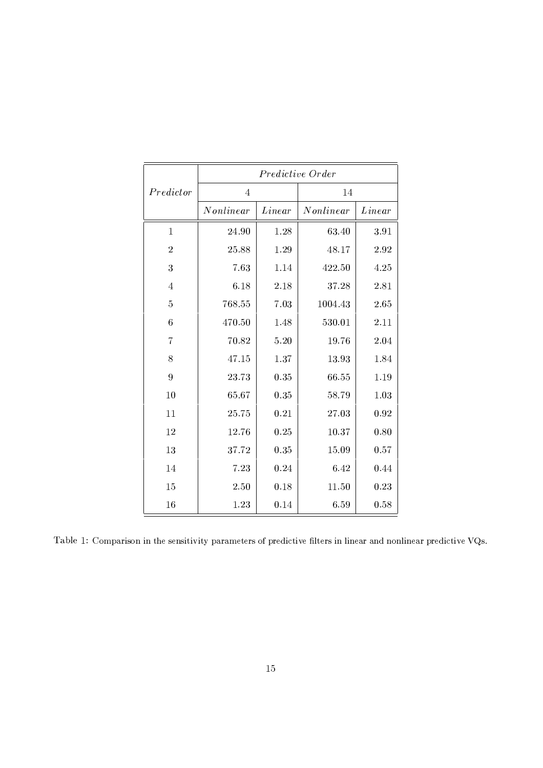| *Predictor* | *Predictive Order* | | | |
|---|---|---|---|---|
| | 4 | | 14 | |
| | *Nonlinear* | *Linear* | *Nonlinear* | *Linear* |
| 1 | 24.90 | 1.28 | 63.40 | 3.91 |
| 2 | 25.88 | 1.29 | 48.17 | 2.92 |
| 3 | 7.63 | 1.14 | 422.50 | 4.25 |
| 4 | 6.18 | 2.18 | 37.28 | 2.81 |
| 5 | 768.55 | 7.03 | 1004.43 | 2.65 |
| 6 | 470.50 | 1.48 | 530.01 | 2.11 |
| 7 | 70.82 | 5.20 | 19.76 | 2.04 |
| 8 | 47.15 | 1.37 | 13.93 | 1.84 |
| 9 | 23.73 | 0.35 | 66.55 | 1.19 |
| 10 | 65.67 | 0.35 | 58.79 | 1.03 |
| 11 | 25.75 | 0.21 | 27.03 | 0.92 |
| 12 | 12.76 | 0.25 | 10.37 | 0.80 |
| 13 | 37.72 | 0.35 | 15.09 | 0.57 |
| 14 | 7.23 | 0.24 | 6.42 | 0.44 |
| 15 | 2.50 | 0.18 | 11.50 | 0.23 |
| 16 | 1.23 | 0.14 | 6.59 | 0.58 |

Table 1: Comparison in the sensitivity parameters of predictive filters in linear and nonlinear predictive VQs.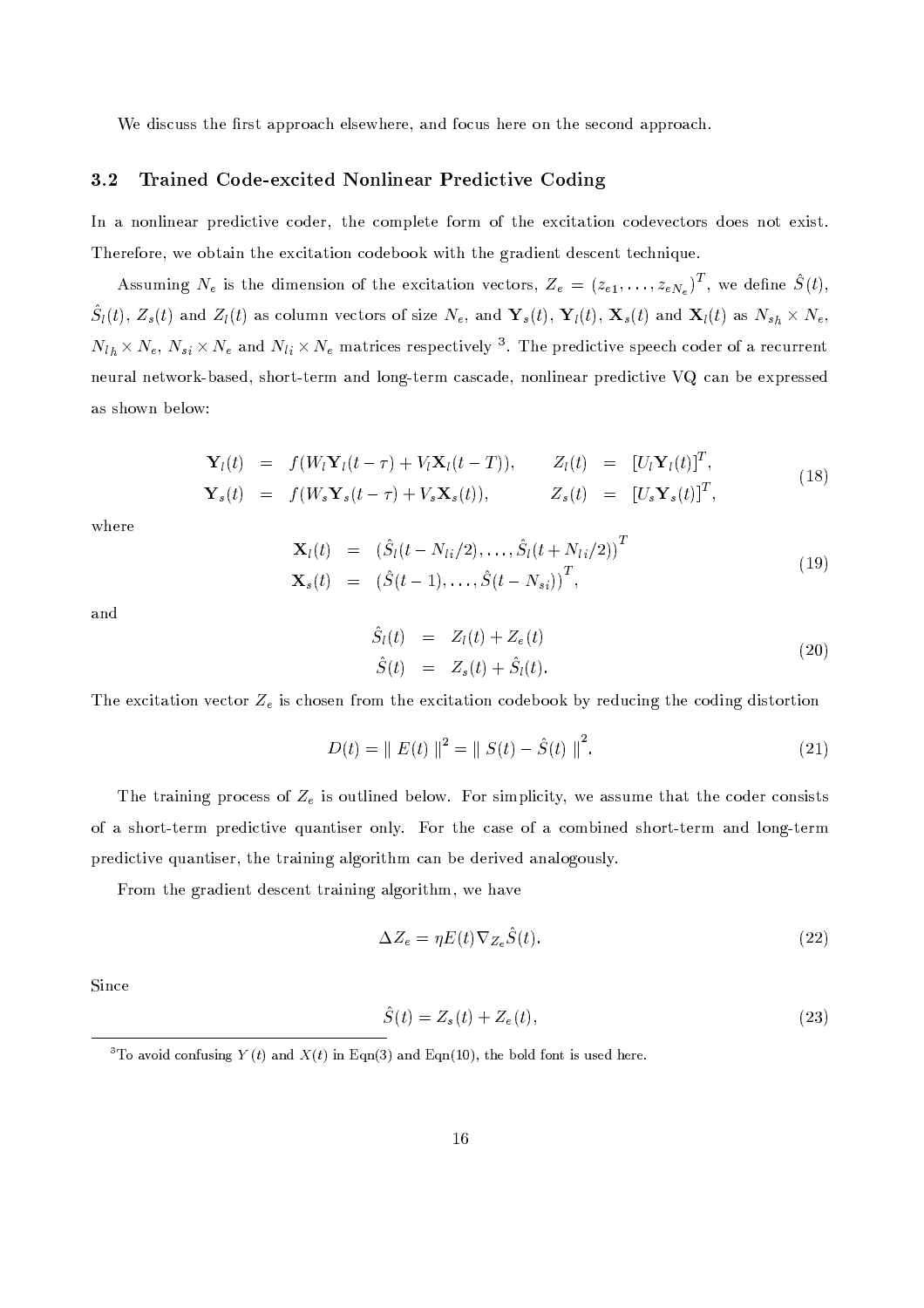We discuss the first approach elsewhere, and focus here on the second approach.

### 3.2 Trained Code-excited Nonlinear Predictive Coding

In a nonlinear predictive coder, the complete form of the excitation codevectors does not exist. Therefore, we obtain the excitation codebook with the gradient descent technique.

Assuming $N_e$ is the dimension of the excitation vectors, $Z_e = (z_{e1}, \ldots, z_{eN_e})^T$, we define $\hat{S}(t)$, $\hat{S}_l(t)$, $Z_s(t)$ and $Z_l(t)$ as column vectors of size $N_e$, and $\mathbf{Y}_s(t)$, $\mathbf{Y}_l(t)$, $\mathbf{X}_s(t)$ and $\mathbf{X}_l(t)$ as $N_{sh} \times N_e$, $N_{lh} \times N_e$, $N_{si} \times N_e$ and $N_{li} \times N_e$ matrices respectively [3]. The predictive speech coder of a recurrent neural network-based, short-term and long-term cascade, nonlinear predictive VQ can be expressed as shown below:

$$
\begin{aligned}
\mathbf{Y}_l(t) &= f(W_l \mathbf{Y}_l(t-\tau) + V_l \mathbf{X}_l(t-T)), \qquad & Z_l(t) &= [U_l \mathbf{Y}_l(t)]^T, \\
\mathbf{Y}_s(t) &= f(W_s \mathbf{Y}_s(t-\tau) + V_s \mathbf{X}_s(t)), \qquad & Z_s(t) &= [U_s \mathbf{Y}_s(t)]^T,
\end{aligned}
\tag{18}
$$

where

$$
\begin{aligned}
\mathbf{X}_l(t) &= (\hat{S}_l(t - N_{li}/2), \ldots, \hat{S}_l(t + N_{li}/2))^T \\
\mathbf{X}_s(t) &= (\hat{S}(t-1), \ldots, \hat{S}(t - N_{si}))^T,
\end{aligned}
\tag{19}
$$

and

$$
\begin{aligned}
\hat{S}_l(t) &= Z_l(t) + Z_e(t) \\
\hat{S}(t) &= Z_s(t) + \hat{S}_l(t).
\end{aligned}
\tag{20}
$$

The excitation vector $Z_e$ is chosen from the excitation codebook by reducing the coding distortion

$$
D(t) = \| E(t) \|^2 = \| S(t) - \hat{S}(t) \|^2. \tag{21}
$$

The training process of $Z_e$ is outlined below. For simplicity, we assume that the coder consists of a short-term predictive quantiser only. For the case of a combined short-term and long-term predictive quantiser, the training algorithm can be derived analogously.

From the gradient descent training algorithm, we have

$$
\Delta Z_e = \eta E(t) \nabla_{Z_e} \hat{S}(t). \tag{22}
$$

Since

$$
\hat{S}(t) = Z_s(t) + Z_e(t), \tag{23}
$$

[3] To avoid confusing $Y(t)$ and $X(t)$ in Eqn(3) and Eqn(10), the bold font is used here.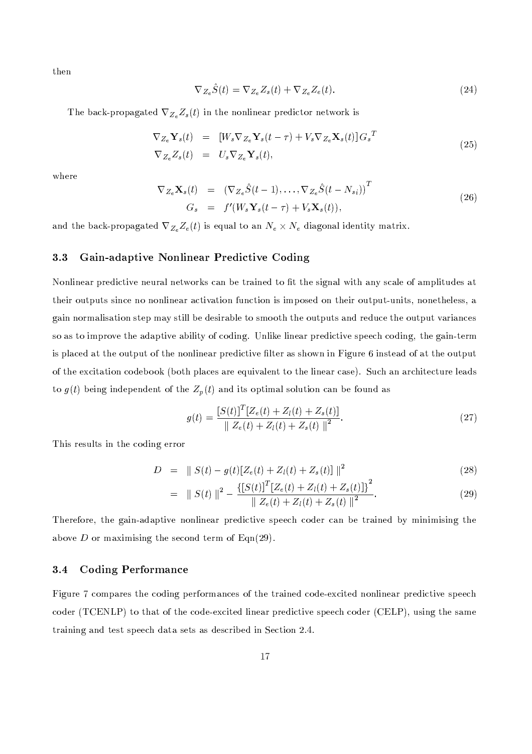then

$$\nabla_{Z_e}\hat{S}(t) = \nabla_{Z_e}Z_s(t) + \nabla_{Z_e}Z_e(t). \tag{24}$$

The back-propagated $\nabla_{Z_e}Z_s(t)$ in the nonlinear predictor network is

$$\begin{aligned} \nabla_{Z_e}\mathbf{Y}_s(t) &= [W_s\nabla_{Z_e}\mathbf{Y}_s(t-\tau) + V_s\nabla_{Z_e}\mathbf{X}_s(t)]{G_s}^T \\ \nabla_{Z_e}Z_s(t) &= U_s\nabla_{Z_e}\mathbf{Y}_s(t), \end{aligned} \tag{25}$$

where

$$\begin{aligned} \nabla_{Z_e}\mathbf{X}_s(t) &= \left(\nabla_{Z_e}\hat{S}(t-1), \ldots, \nabla_{Z_e}\hat{S}(t-N_{si})\right)^T \\ G_s &= f'(W_s\mathbf{Y}_s(t-\tau) + V_s\mathbf{X}_s(t)), \end{aligned} \tag{26}$$

and the back-propagated $\nabla_{Z_e}Z_e(t)$ is equal to an $N_e \times N_e$ diagonal identity matrix.

### 3.3 Gain-adaptive Nonlinear Predictive Coding

Nonlinear predictive neural networks can be trained to fit the signal with any scale of amplitudes at their outputs since no nonlinear activation function is imposed on their output-units, nonetheless, a gain normalisation step may still be desirable to smooth the outputs and reduce the output variances so as to improve the adaptive ability of coding. Unlike linear predictive speech coding, the gain-term is placed at the output of the nonlinear predictive filter as shown in Figure 6 instead of at the output of the excitation codebook (both places are equivalent to the linear case). Such an architecture leads to $g(t)$ being independent of the $Z_p(t)$ and its optimal solution can be found as

$$g(t) = \frac{[S(t)]^T[Z_e(t) + Z_l(t) + Z_s(t)]}{\parallel Z_e(t) + Z_l(t) + Z_s(t) \parallel^2}. \tag{27}$$

This results in the coding error

$$D = \parallel S(t) - g(t)[Z_e(t) + Z_l(t) + Z_s(t)] \parallel^2 \tag{28}$$

$$= \parallel S(t) \parallel^2 - \frac{\{[S(t)]^T[Z_e(t) + Z_l(t) + Z_s(t)]\}^2}{\parallel Z_e(t) + Z_l(t) + Z_s(t) \parallel^2}. \tag{29}$$

Therefore, the gain-adaptive nonlinear predictive speech coder can be trained by minimising the above $D$ or maximising the second term of Eqn(29).

### 3.4 Coding Performance

Figure 7 compares the coding performances of the trained code-excited nonlinear predictive speech coder (TCENLP) to that of the code-excited linear predictive speech coder (CELP), using the same training and test speech data sets as described in Section 2.4.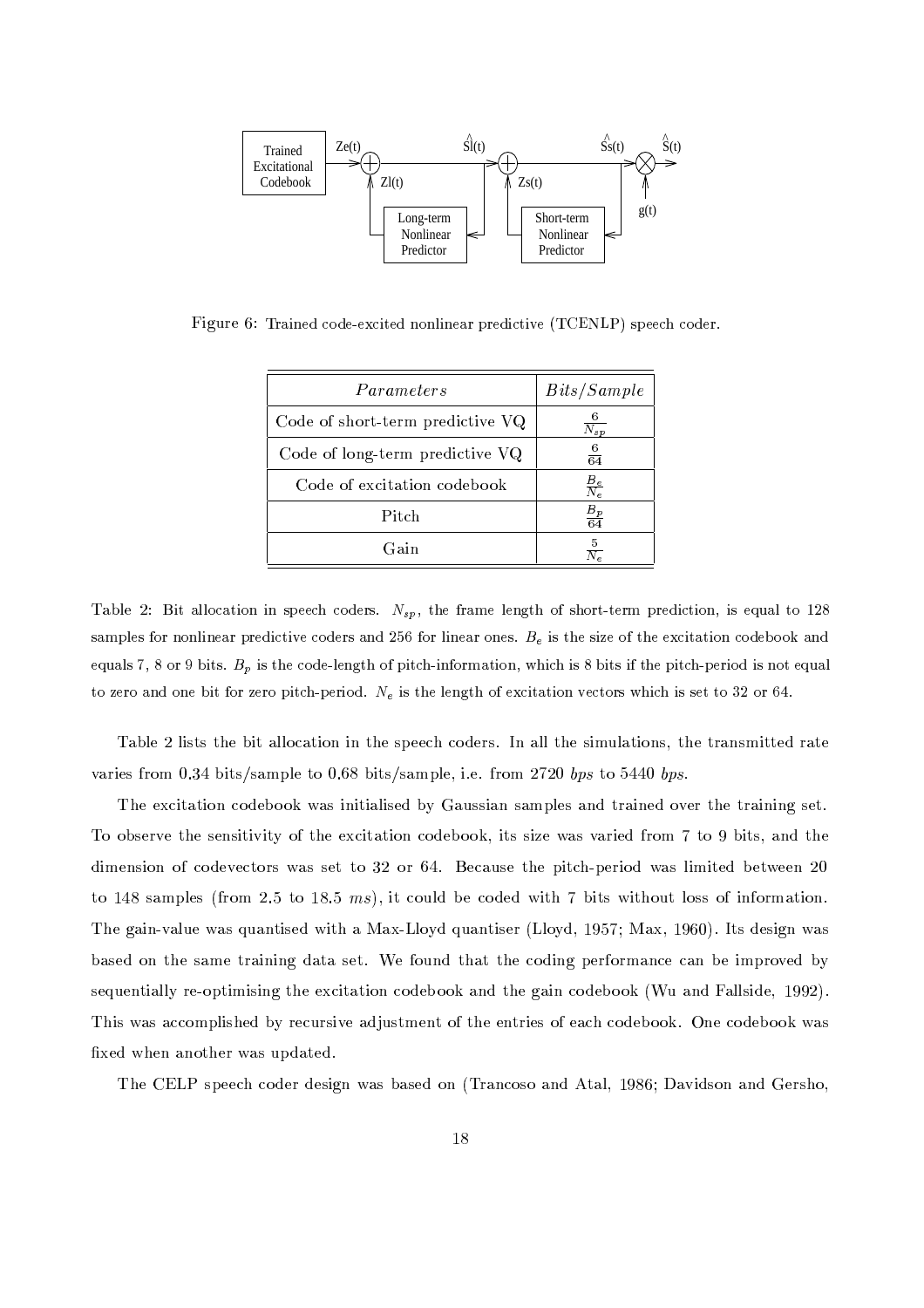Figure 6: Trained code-excited nonlinear predictive (TCENLP) speech coder.

| *Parameters* | *Bits/Sample* |
| --- | --- |
| Code of short-term predictive VQ | $\frac{6}{N_{sp}}$ |
| Code of long-term predictive VQ | $\frac{6}{64}$ |
| Code of excitation codebook | $\frac{B_e}{N_e}$ |
| Pitch | $\frac{B_p}{64}$ |
| Gain | $\frac{5}{N_e}$ |

Table 2: Bit allocation in speech coders. $N_{sp}$, the frame length of short-term prediction, is equal to 128 samples for nonlinear predictive coders and 256 for linear ones. $B_e$ is the size of the excitation codebook and equals 7, 8 or 9 bits. $B_p$ is the code-length of pitch-information, which is 8 bits if the pitch-period is not equal to zero and one bit for zero pitch-period. $N_e$ is the length of excitation vectors which is set to 32 or 64.

Table 2 lists the bit allocation in the speech coders. In all the simulations, the transmitted rate varies from 0.34 bits/sample to 0.68 bits/sample, i.e. from 2720 *bps* to 5440 *bps*.

The excitation codebook was initialised by Gaussian samples and trained over the training set. To observe the sensitivity of the excitation codebook, its size was varied from 7 to 9 bits, and the dimension of codevectors was set to 32 or 64. Because the pitch-period was limited between 20 to 148 samples (from 2.5 to 18.5 *ms*), it could be coded with 7 bits without loss of information. The gain-value was quantised with a Max-Lloyd quantiser (Lloyd, 1957; Max, 1960). Its design was based on the same training data set. We found that the coding performance can be improved by sequentially re-optimising the excitation codebook and the gain codebook (Wu and Fallside, 1992). This was accomplished by recursive adjustment of the entries of each codebook. One codebook was fixed when another was updated.

The CELP speech coder design was based on (Trancoso and Atal, 1986; Davidson and Gersho,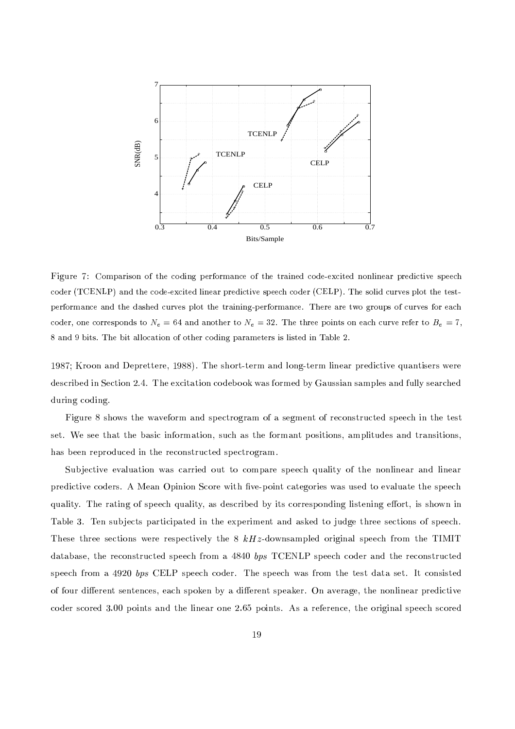Figure 7: Comparison of the coding performance of the trained code-excited nonlinear predictive speech coder (TCENLP) and the code-excited linear predictive speech coder (CELP). The solid curves plot the test-performance and the dashed curves plot the training-performance. There are two groups of curves for each coder, one corresponds to $N_e = 64$ and another to $N_e = 32$. The three points on each curve refer to $B_e = 7$, 8 and 9 bits. The bit allocation of other coding parameters is listed in Table 2.

1987; Kroon and Deprettere, 1988). The short-term and long-term linear predictive quantisers were described in Section 2.4. The excitation codebook was formed by Gaussian samples and fully searched during coding.

Figure 8 shows the waveform and spectrogram of a segment of reconstructed speech in the test set. We see that the basic information, such as the formant positions, amplitudes and transitions, has been reproduced in the reconstructed spectrogram.

Subjective evaluation was carried out to compare speech quality of the nonlinear and linear predictive coders. A Mean Opinion Score with five-point categories was used to evaluate the speech quality. The rating of speech quality, as described by its corresponding listening effort, is shown in Table 3. Ten subjects participated in the experiment and asked to judge three sections of speech. These three sections were respectively the 8 *kHz*-downsampled original speech from the TIMIT database, the reconstructed speech from a 4840 *bps* TCENLP speech coder and the reconstructed speech from a 4920 *bps* CELP speech coder. The speech was from the test data set. It consisted of four different sentences, each spoken by a different speaker. On average, the nonlinear predictive coder scored 3.00 points and the linear one 2.65 points. As a reference, the original speech scored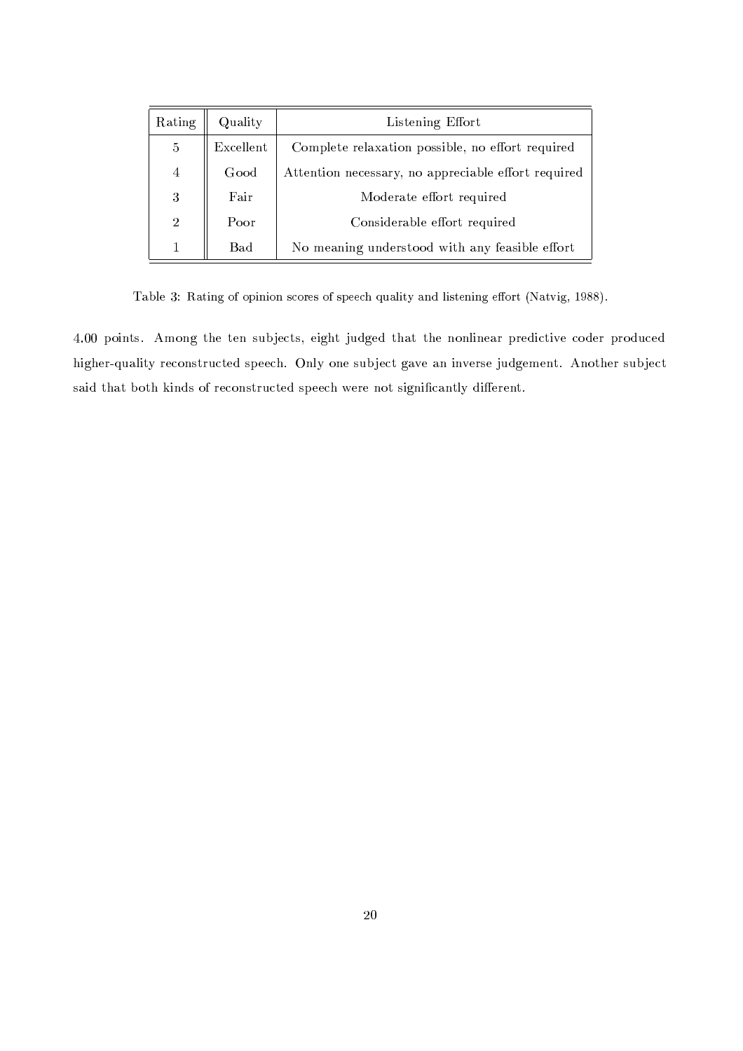| Rating | Quality | Listening Effort |
|---|---|---|
| 5 | Excellent | Complete relaxation possible, no effort required |
| 4 | Good | Attention necessary, no appreciable effort required |
| 3 | Fair | Moderate effort required |
| 2 | Poor | Considerable effort required |
| 1 | Bad | No meaning understood with any feasible effort |

Table 3: Rating of opinion scores of speech quality and listening effort (Natvig, 1988).

4.00 points. Among the ten subjects, eight judged that the nonlinear predictive coder produced higher-quality reconstructed speech. Only one subject gave an inverse judgement. Another subject said that both kinds of reconstructed speech were not significantly different.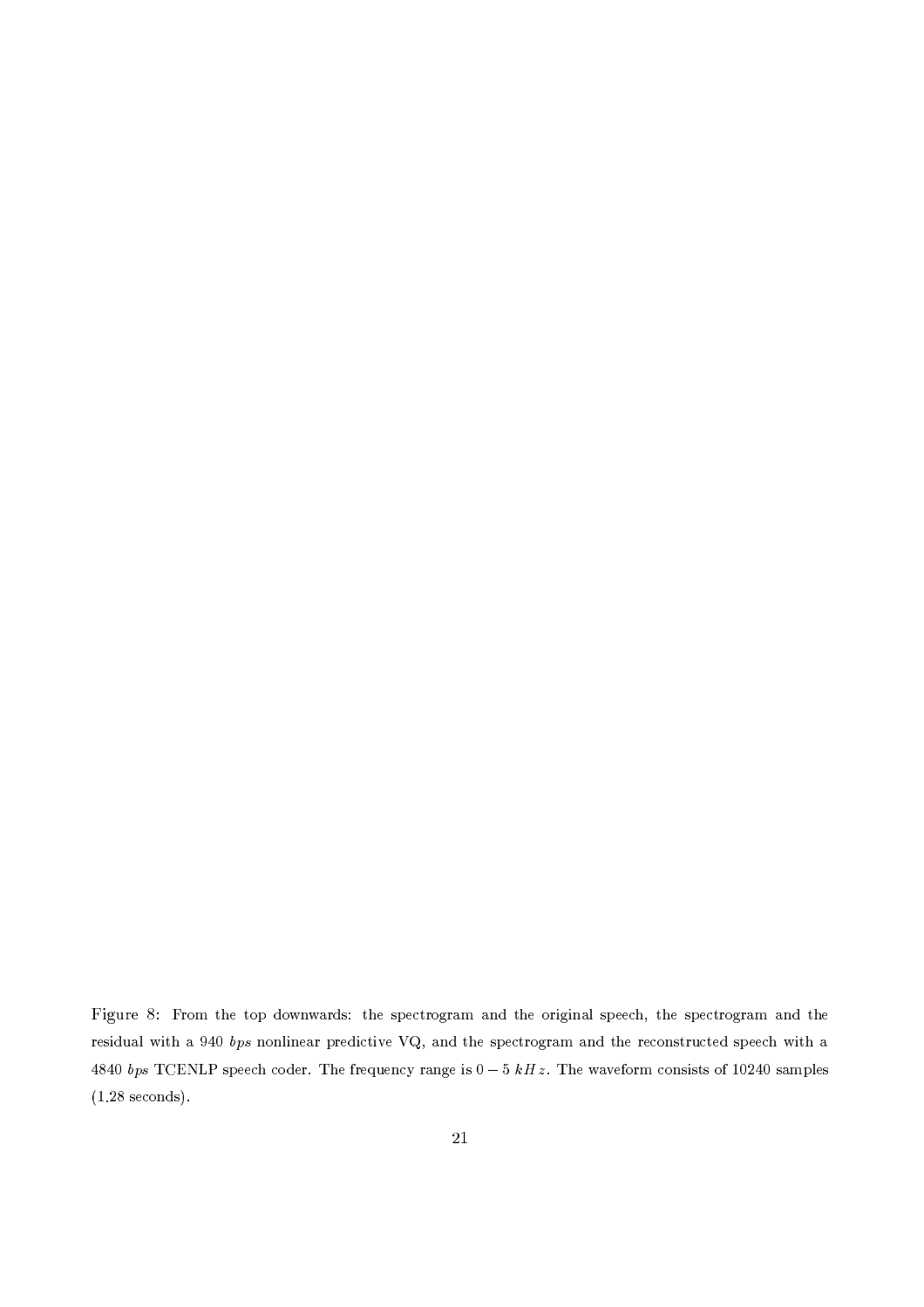Figure 8: From the top downwards: the spectrogram and the original speech, the spectrogram and the residual with a 940 $bps$ nonlinear predictive VQ, and the spectrogram and the reconstructed speech with a 4840 $bps$ TCENLP speech coder. The frequency range is $0 - 5\ kHz$. The waveform consists of 10240 samples (1.28 seconds).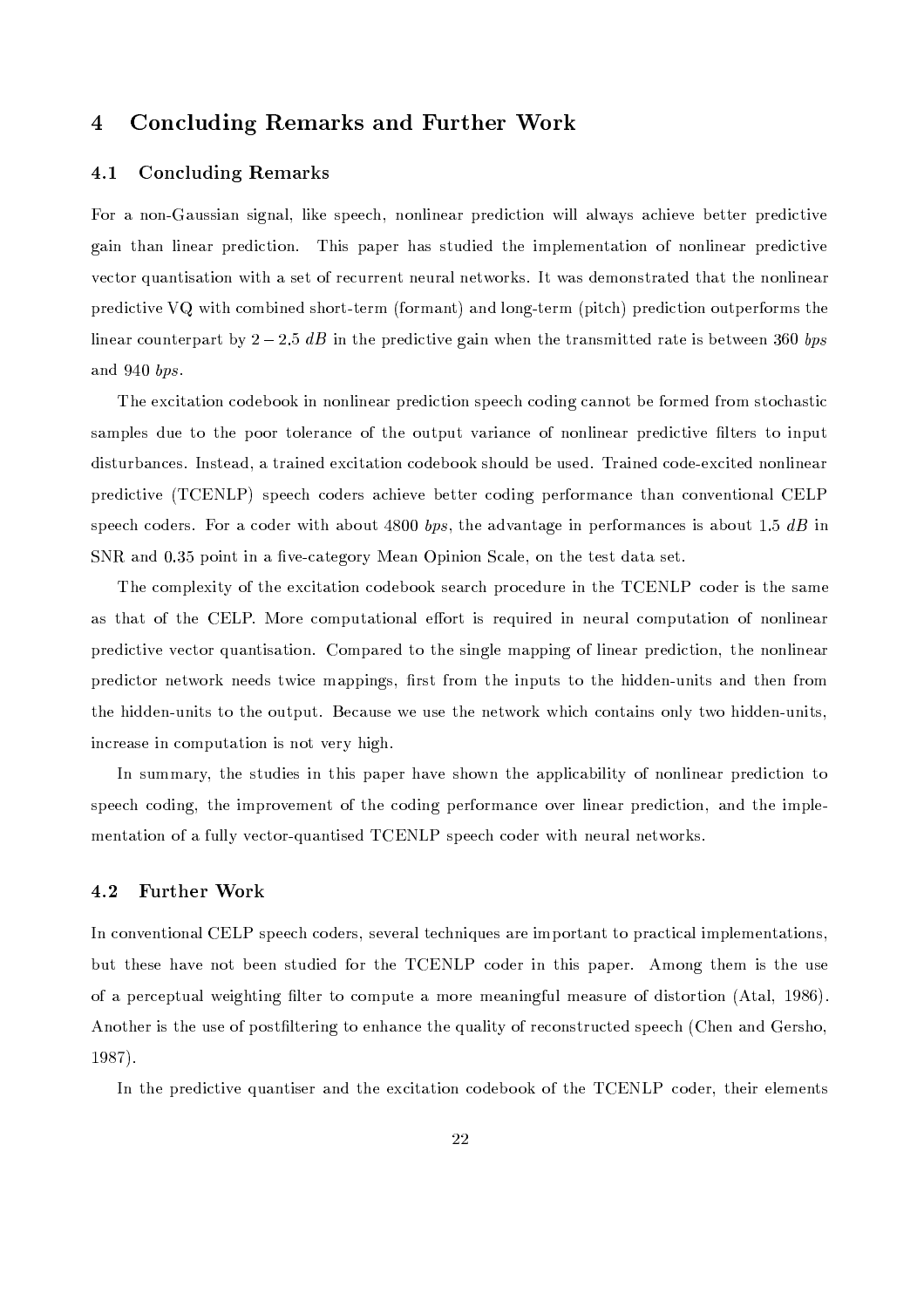# 4 Concluding Remarks and Further Work

## 4.1 Concluding Remarks

For a non-Gaussian signal, like speech, nonlinear prediction will always achieve better predictive gain than linear prediction. This paper has studied the implementation of nonlinear predictive vector quantisation with a set of recurrent neural networks. It was demonstrated that the nonlinear predictive VQ with combined short-term (formant) and long-term (pitch) prediction outperforms the linear counterpart by $2-2.5\ dB$ in the predictive gain when the transmitted rate is between 360 *bps* and 940 *bps*.

The excitation codebook in nonlinear prediction speech coding cannot be formed from stochastic samples due to the poor tolerance of the output variance of nonlinear predictive filters to input disturbances. Instead, a trained excitation codebook should be used. Trained code-excited nonlinear predictive (TCENLP) speech coders achieve better coding performance than conventional CELP speech coders. For a coder with about 4800 *bps*, the advantage in performances is about 1.5 $dB$ in SNR and 0.35 point in a five-category Mean Opinion Scale, on the test data set.

The complexity of the excitation codebook search procedure in the TCENLP coder is the same as that of the CELP. More computational effort is required in neural computation of nonlinear predictive vector quantisation. Compared to the single mapping of linear prediction, the nonlinear predictor network needs twice mappings, first from the inputs to the hidden-units and then from the hidden-units to the output. Because we use the network which contains only two hidden-units, increase in computation is not very high.

In summary, the studies in this paper have shown the applicability of nonlinear prediction to speech coding, the improvement of the coding performance over linear prediction, and the implementation of a fully vector-quantised TCENLP speech coder with neural networks.

## 4.2 Further Work

In conventional CELP speech coders, several techniques are important to practical implementations, but these have not been studied for the TCENLP coder in this paper. Among them is the use of a perceptual weighting filter to compute a more meaningful measure of distortion (Atal, 1986). Another is the use of postfiltering to enhance the quality of reconstructed speech (Chen and Gersho, 1987).

In the predictive quantiser and the excitation codebook of the TCENLP coder, their elements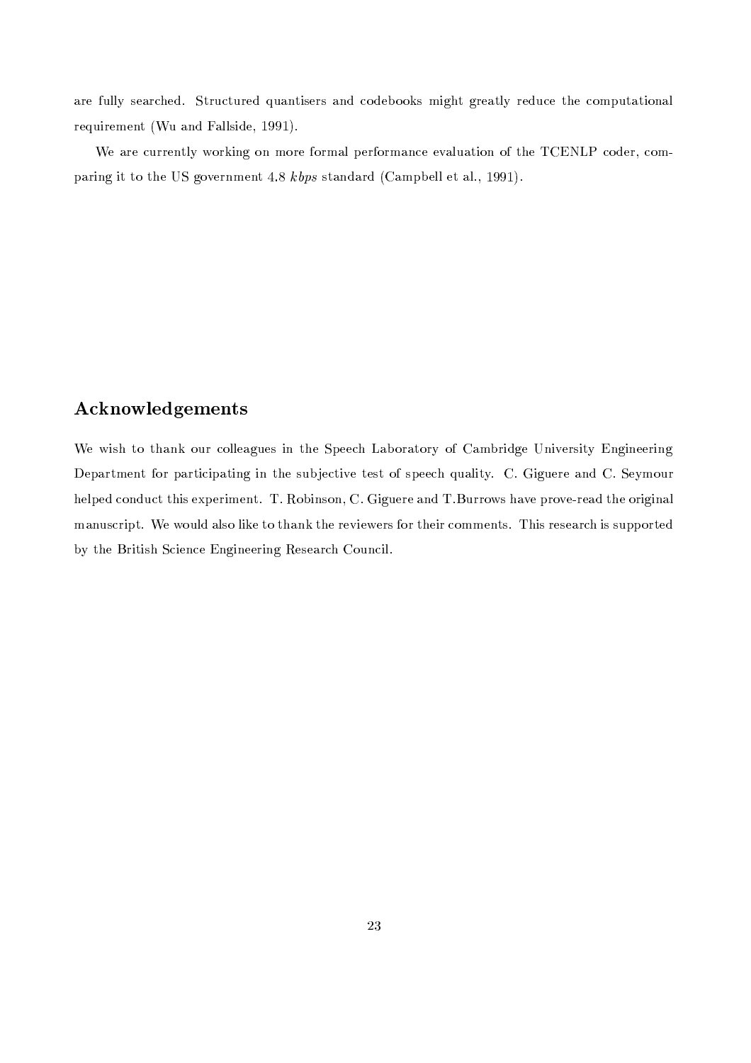are fully searched. Structured quantisers and codebooks might greatly reduce the computational requirement (Wu and Fallside, 1991).

We are currently working on more formal performance evaluation of the TCENLP coder, comparing it to the US government 4.8 *kbps* standard (Campbell et al., 1991).

## Acknowledgements

We wish to thank our colleagues in the Speech Laboratory of Cambridge University Engineering Department for participating in the subjective test of speech quality. C. Giguere and C. Seymour helped conduct this experiment. T. Robinson, C. Giguere and T.Burrows have prove-read the original manuscript. We would also like to thank the reviewers for their comments. This research is supported by the British Science Engineering Research Council.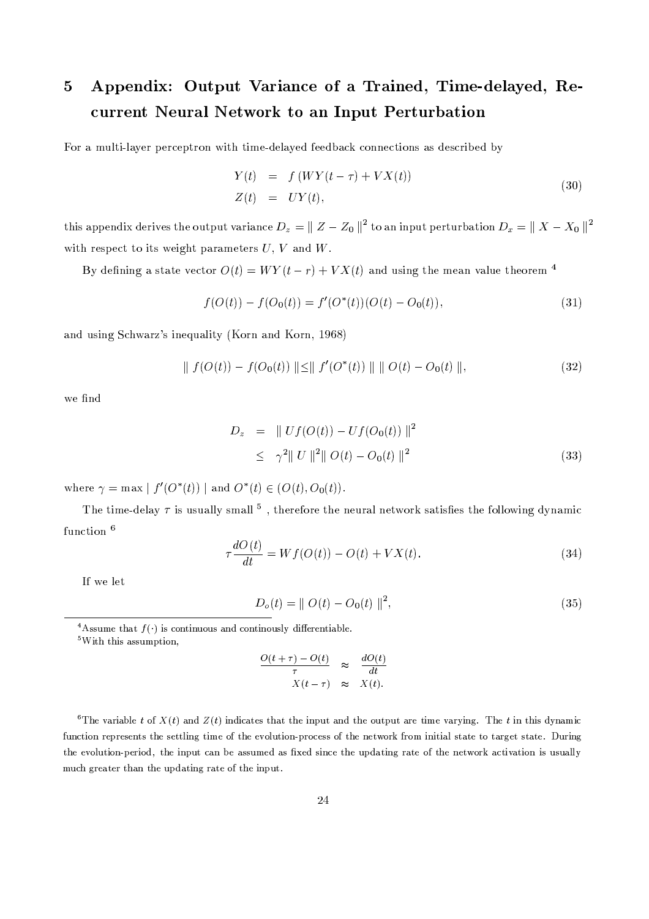# 5 Appendix: Output Variance of a Trained, Time-delayed, Recurrent Neural Network to an Input Perturbation

For a multi-layer perceptron with time-delayed feedback connections as described by

$$
\begin{aligned}
Y(t) &= f\left(WY(t-\tau) + VX(t)\right) \\
Z(t) &= UY(t),
\end{aligned}
\tag{30}
$$

this appendix derives the output variance $D_z = \parallel Z - Z_0 \parallel^2$ to an input perturbation $D_x = \parallel X - X_0 \parallel^2$ with respect to its weight parameters $U$, $V$ and $W$.

By defining a state vector $O(t) = WY(t-r) + VX(t)$ and using the mean value theorem [4]

$$
f(O(t)) - f(O_0(t)) = f'(O^*(t))(O(t) - O_0(t)),
\tag{31}
$$

and using Schwarz's inequality (Korn and Korn, 1968)

$$
\parallel f(O(t)) - f(O_0(t)) \parallel \leq \parallel f'(O^*(t)) \parallel \parallel O(t) - O_0(t) \parallel,
\tag{32}
$$

we find

$$
\begin{aligned}
D_z &= \parallel Uf(O(t)) - Uf(O_0(t)) \parallel^2 \\
&\leq \gamma^2 \parallel U \parallel^2 \parallel O(t) - O_0(t) \parallel^2
\end{aligned}
\tag{33}
$$

where $\gamma = \max \mid f'(O^*(t)) \mid$ and $O^*(t) \in (O(t), O_0(t))$.

The time-delay $\tau$ is usually small [5], therefore the neural network satisfies the following dynamic function [6]

$$
\tau \frac{dO(t)}{dt} = Wf(O(t)) - O(t) + VX(t).
\tag{34}
$$

If we let

$$
D_o(t) = \parallel O(t) - O_0(t) \parallel^2,
\tag{35}
$$

---

[4] Assume that $f(\cdot)$ is continuous and continously differentiable.

[5] With this assumption,

$$
\begin{aligned}
\frac{O(t+\tau) - O(t)}{\tau} &\approx \frac{dO(t)}{dt} \\
X(t-\tau) &\approx X(t).
\end{aligned}
$$

[6] The variable $t$ of $X(t)$ and $Z(t)$ indicates that the input and the output are time varying. The $t$ in this dynamic function represents the settling time of the evolution-process of the network from initial state to target state. During the evolution-period, the input can be assumed as fixed since the updating rate of the network activation is usually much greater than the updating rate of the input.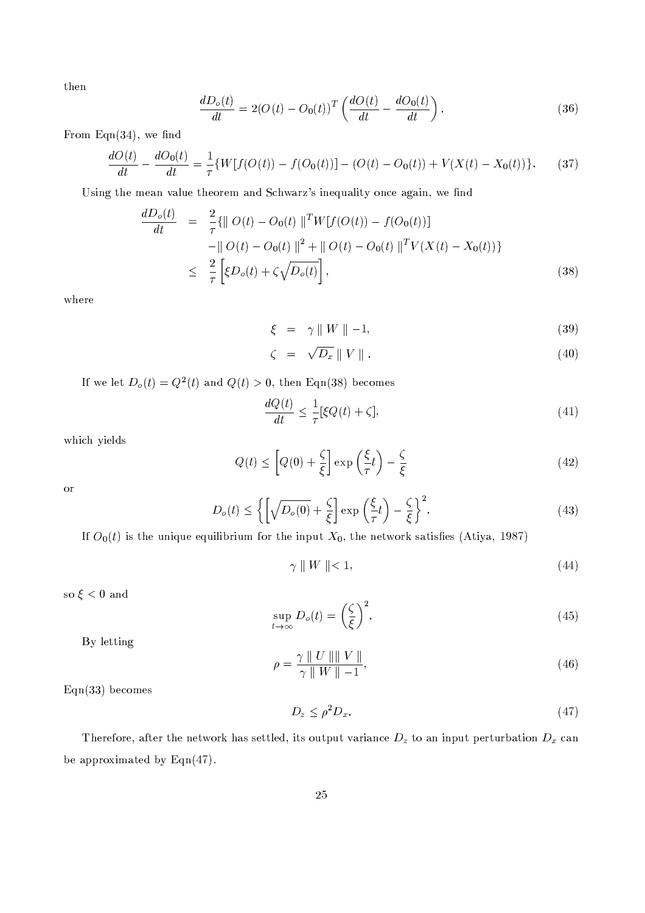then

$$\frac{dD_o(t)}{dt} = 2(O(t) - O_0(t))^T \left( \frac{dO(t)}{dt} - \frac{dO_0(t)}{dt} \right). \tag{36}$$

From Eqn(34), we find

$$\frac{dO(t)}{dt} - \frac{dO_0(t)}{dt} = \frac{1}{\tau}\{W[f(O(t)) - f(O_0(t))] - (O(t) - O_0(t)) + V(X(t) - X_0(t))\}. \tag{37}$$

Using the mean value theorem and Schwarz's inequality once again, we find

$$\begin{aligned} \frac{dD_o(t)}{dt} &= \frac{2}{\tau}\{\| O(t) - O_0(t) \|^T W[f(O(t)) - f(O_0(t))] \\ &\quad - \| O(t) - O_0(t) \|^2 + \| O(t) - O_0(t) \|^T V(X(t) - X_0(t))\} \\ &\leq \frac{2}{\tau}\left[\xi D_o(t) + \zeta\sqrt{D_o(t)}\right], \end{aligned} \tag{38}$$

where

$$\xi = \gamma \| W \| - 1, \tag{39}$$

$$\zeta = \sqrt{D_x} \| V \|. \tag{40}$$

If we let $D_o(t) = Q^2(t)$ and $Q(t) > 0$, then Eqn(38) becomes

$$\frac{dQ(t)}{dt} \leq \frac{1}{\tau}[\xi Q(t) + \zeta], \tag{41}$$

which yields

$$Q(t) \leq \left[Q(0) + \frac{\zeta}{\xi}\right] \exp\left(\frac{\xi}{\tau}t\right) - \frac{\zeta}{\xi} \tag{42}$$

or

$$D_o(t) \leq \left\{ \left[\sqrt{D_o(0)} + \frac{\zeta}{\xi}\right] \exp\left(\frac{\xi}{\tau}t\right) - \frac{\zeta}{\xi} \right\}^2. \tag{43}$$

If $O_0(t)$ is the unique equilibrium for the input $X_0$, the network satisfies (Atiya, 1987)

$$\gamma \| W \| < 1, \tag{44}$$

so $\xi < 0$ and

$$\sup_{t \to \infty} D_o(t) = \left(\frac{\zeta}{\xi}\right)^2. \tag{45}$$

By letting

$$\rho = \frac{\gamma \| U \| \| V \|}{\gamma \| W \| - 1}, \tag{46}$$

Eqn(33) becomes

$$D_z \leq \rho^2 D_x. \tag{47}$$

Therefore, after the network has settled, its output variance $D_z$ to an input perturbation $D_x$ can be approximated by Eqn(47).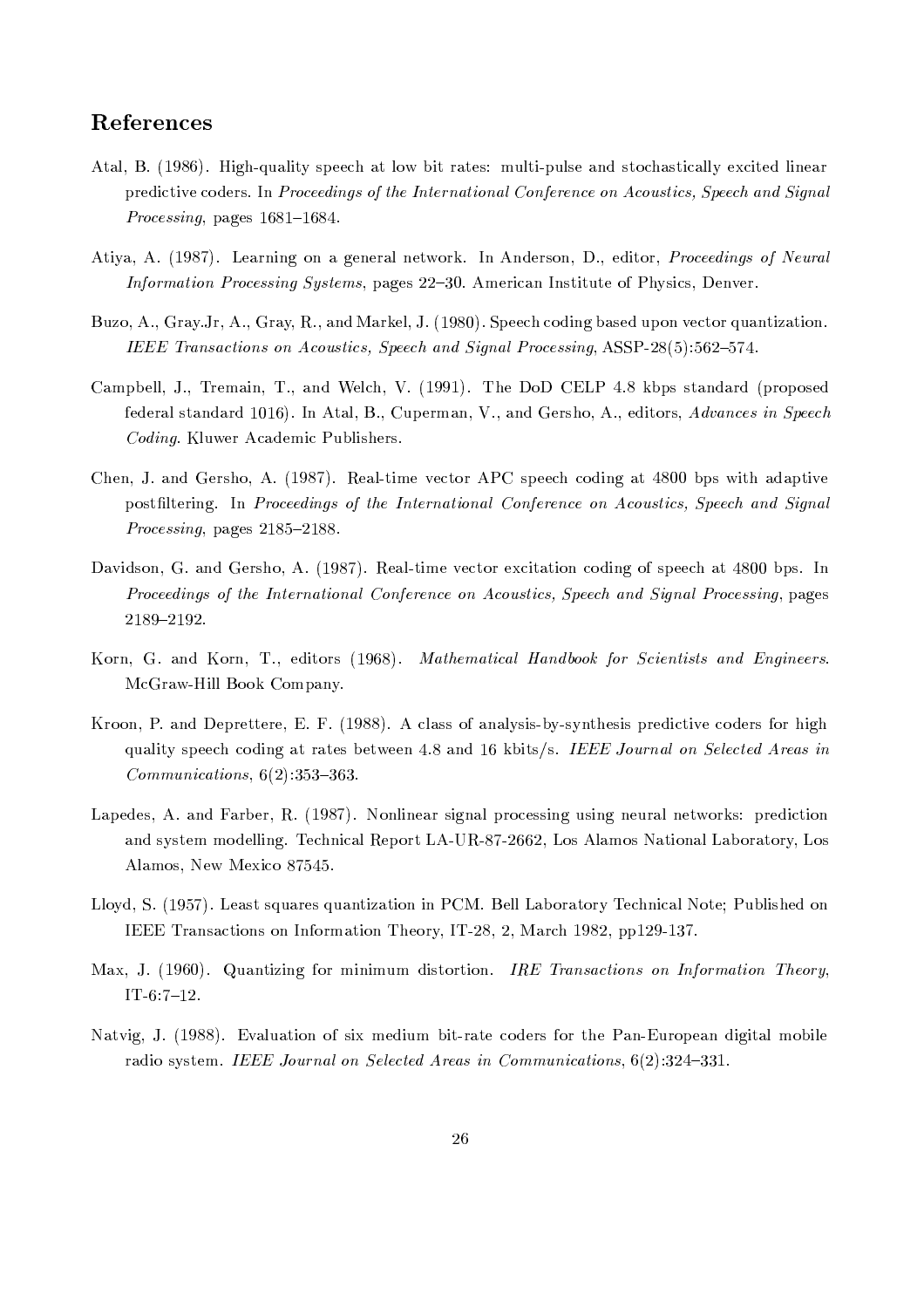## References

Atal, B. (1986). High-quality speech at low bit rates: multi-pulse and stochastically excited linear predictive coders. In *Proceedings of the International Conference on Acoustics, Speech and Signal Processing*, pages 1681–1684.

Atiya, A. (1987). Learning on a general network. In Anderson, D., editor, *Proceedings of Neural Information Processing Systems*, pages 22–30. American Institute of Physics, Denver.

Buzo, A., Gray.Jr, A., Gray, R., and Markel, J. (1980). Speech coding based upon vector quantization. *IEEE Transactions on Acoustics, Speech and Signal Processing*, ASSP-28(5):562–574.

Campbell, J., Tremain, T., and Welch, V. (1991). The DoD CELP 4.8 kbps standard (proposed federal standard 1016). In Atal, B., Cuperman, V., and Gersho, A., editors, *Advances in Speech Coding*. Kluwer Academic Publishers.

Chen, J. and Gersho, A. (1987). Real-time vector APC speech coding at 4800 bps with adaptive postfiltering. In *Proceedings of the International Conference on Acoustics, Speech and Signal Processing*, pages 2185–2188.

Davidson, G. and Gersho, A. (1987). Real-time vector excitation coding of speech at 4800 bps. In *Proceedings of the International Conference on Acoustics, Speech and Signal Processing*, pages 2189–2192.

Korn, G. and Korn, T., editors (1968). *Mathematical Handbook for Scientists and Engineers*. McGraw-Hill Book Company.

Kroon, P. and Deprettere, E. F. (1988). A class of analysis-by-synthesis predictive coders for high quality speech coding at rates between 4.8 and 16 kbits/s. *IEEE Journal on Selected Areas in Communications*, 6(2):353–363.

Lapedes, A. and Farber, R. (1987). Nonlinear signal processing using neural networks: prediction and system modelling. Technical Report LA-UR-87-2662, Los Alamos National Laboratory, Los Alamos, New Mexico 87545.

Lloyd, S. (1957). Least squares quantization in PCM. Bell Laboratory Technical Note; Published on IEEE Transactions on Information Theory, IT-28, 2, March 1982, pp129-137.

Max, J. (1960). Quantizing for minimum distortion. *IRE Transactions on Information Theory*, IT-6:7–12.

Natvig, J. (1988). Evaluation of six medium bit-rate coders for the Pan-European digital mobile radio system. *IEEE Journal on Selected Areas in Communications*, 6(2):324–331.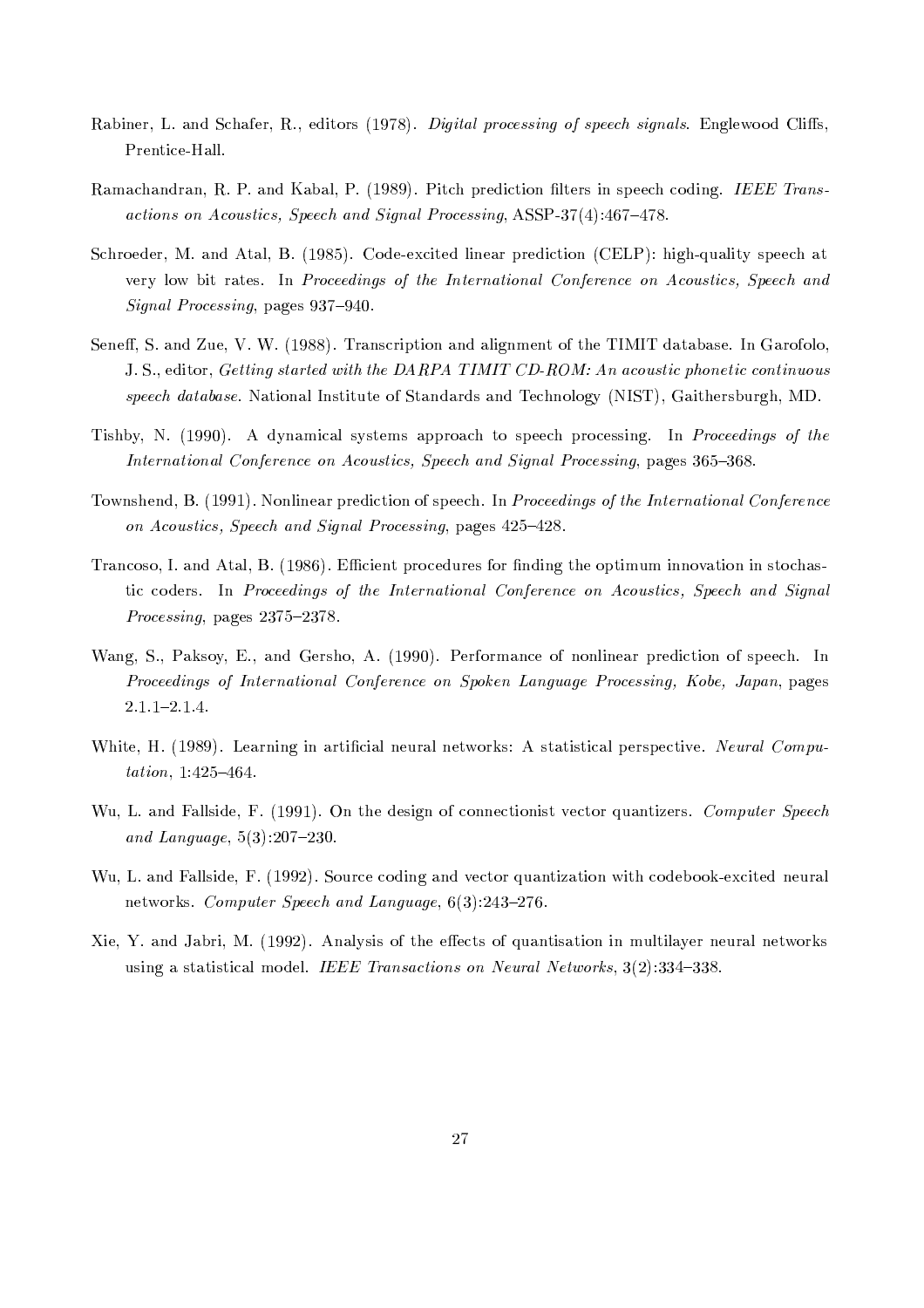Rabiner, L. and Schafer, R., editors (1978). *Digital processing of speech signals*. Englewood Cliffs, Prentice-Hall.

Ramachandran, R. P. and Kabal, P. (1989). Pitch prediction filters in speech coding. *IEEE Transactions on Acoustics, Speech and Signal Processing*, ASSP-37(4):467–478.

Schroeder, M. and Atal, B. (1985). Code-excited linear prediction (CELP): high-quality speech at very low bit rates. In *Proceedings of the International Conference on Acoustics, Speech and Signal Processing*, pages 937–940.

Seneff, S. and Zue, V. W. (1988). Transcription and alignment of the TIMIT database. In Garofolo, J. S., editor, *Getting started with the DARPA TIMIT CD-ROM: An acoustic phonetic continuous speech database*. National Institute of Standards and Technology (NIST), Gaithersburgh, MD.

Tishby, N. (1990). A dynamical systems approach to speech processing. In *Proceedings of the International Conference on Acoustics, Speech and Signal Processing*, pages 365–368.

Townshend, B. (1991). Nonlinear prediction of speech. In *Proceedings of the International Conference on Acoustics, Speech and Signal Processing*, pages 425–428.

Trancoso, I. and Atal, B. (1986). Efficient procedures for finding the optimum innovation in stochastic coders. In *Proceedings of the International Conference on Acoustics, Speech and Signal Processing*, pages 2375–2378.

Wang, S., Paksoy, E., and Gersho, A. (1990). Performance of nonlinear prediction of speech. In *Proceedings of International Conference on Spoken Language Processing, Kobe, Japan*, pages 2.1.1–2.1.4.

White, H. (1989). Learning in artificial neural networks: A statistical perspective. *Neural Computation*, 1:425–464.

Wu, L. and Fallside, F. (1991). On the design of connectionist vector quantizers. *Computer Speech and Language*, 5(3):207–230.

Wu, L. and Fallside, F. (1992). Source coding and vector quantization with codebook-excited neural networks. *Computer Speech and Language*, 6(3):243–276.

Xie, Y. and Jabri, M. (1992). Analysis of the effects of quantisation in multilayer neural networks using a statistical model. *IEEE Transactions on Neural Networks*, 3(2):334–338.